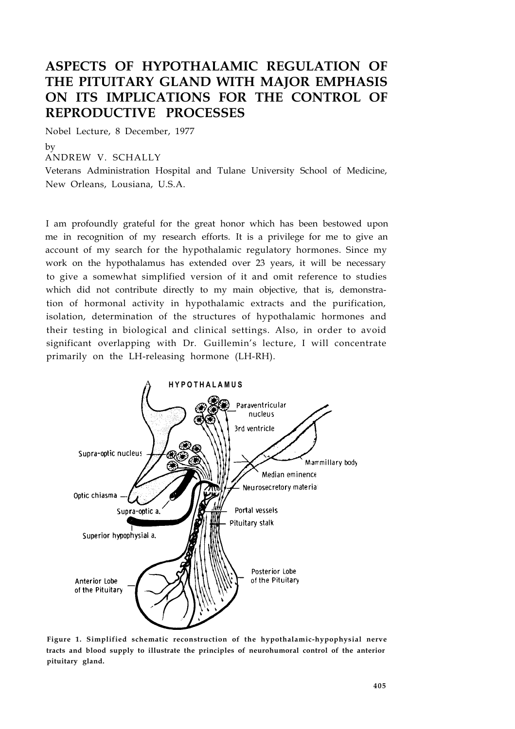# ASPECTS OF HYPOTHALAMIC REGULATION OF THE PITUITARY GLAND WITH MAJOR EMPHASIS ON ITS IMPLICATIONS FOR THE CONTROL OF REPRODUCTIVE PROCESSES

Nobel Lecture, 8 December, 1977

by

ANDREW V. SCHALLY

Veterans Administration Hospital and Tulane University School of Medicine, New Orleans, Lousiana, U.S.A.

I am profoundly grateful for the great honor which has been bestowed upon me in recognition of my research efforts. It is a privilege for me to give an account of my search for the hypothalamic regulatory hormones. Since my work on the hypothalamus has extended over 23 years, it will be necessary to give a somewhat simplified version of it and omit reference to studies which did not contribute directly to my main objective, that is, demonstration of hormonal activity in hypothalamic extracts and the purification, isolation, determination of the structures of hypothalamic hormones and their testing in biological and clinical settings. Also, in order to avoid significant overlapping with Dr. Guillemin's lecture, I will concentrate primarily on the LH-releasing hormone (LH-RH).

**Figure 1. Simplified schematic reconstruction of the hypothalamic-hypophysial nerve tracts and blood supply to illustrate the principles of neurohumoral control of the anterior pituitary gland.**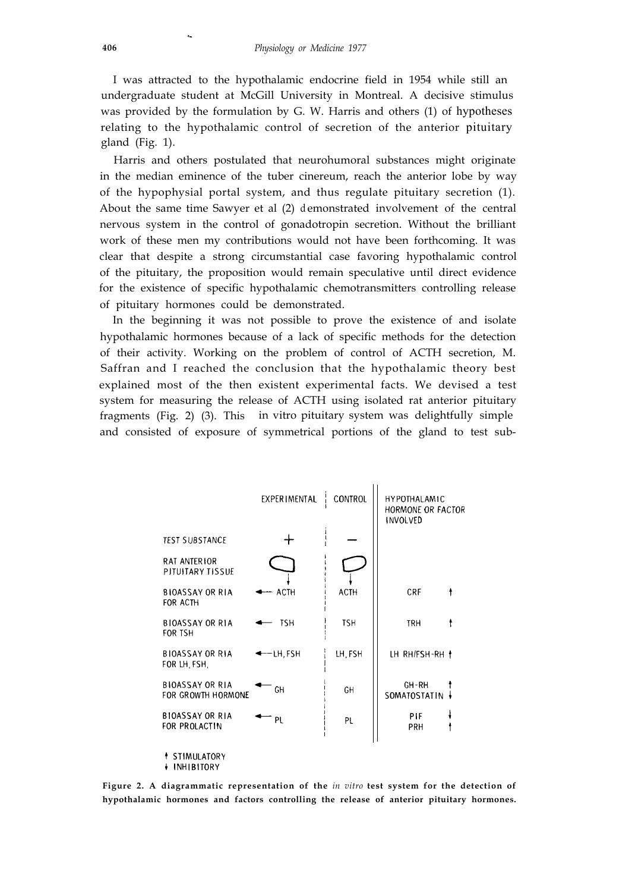I was attracted to the hypothalamic endocrine field in 1954 while still an undergraduate student at McGill University in Montreal. A decisive stimulus was provided by the formulation by G. W. Harris and others (1) of hypotheses relating to the hypothalamic control of secretion of the anterior pituitary gland (Fig. 1).

Harris and others postulated that neurohumoral substances might originate in the median eminence of the tuber cinereum, reach the anterior lobe by way of the hypophysial portal system, and thus regulate pituitary secretion (1). About the same time Sawyer et al (2) demonstrated involvement of the central nervous system in the control of gonadotropin secretion. Without the brilliant work of these men my contributions would not have been forthcoming. It was clear that despite a strong circumstantial case favoring hypothalamic control of the pituitary, the proposition would remain speculative until direct evidence for the existence of specific hypothalamic chemotransmitters controlling release of pituitary hormones could be demonstrated.

In the beginning it was not possible to prove the existence of and isolate hypothalamic hormones because of a lack of specific methods for the detection of their activity. Working on the problem of control of ACTH secretion, M. Saffran and I reached the conclusion that the hypothalamic theory best explained most of the then existent experimental facts. We devised a test system for measuring the release of ACTH using isolated rat anterior pituitary fragments (Fig. 2) (3). This in vitro pituitary system was delightfully simple and consisted of exposure of symmetrical portions of the gland to test sub-

| | EXPERIMENTAL | CONTROL | HYPOTHALAMIC HORMONE OR FACTOR INVOLVED |
|---|---|---|---|
| TEST SUBSTANCE | + | − | |
| RAT ANTERIOR PITUITARY TISSUE | | | |
| BIOASSAY OR RIA FOR ACTH | ← ACTH | ACTH | CRF ↑ |
| BIOASSAY OR RIA FOR TSH | ← TSH | TSH | TRH ↑ |
| BIOASSAY OR RIA FOR LH, FSH, | ← LH, FSH | LH, FSH | LH RH/FSH-RH ↑ |
| BIOASSAY OR RIA FOR GROWTH HORMONE | ← GH | GH | GH-RH ↑<br>SOMATOSTATIN ↓ |
| BIOASSAY OR RIA FOR PROLACTIN | ← PL | PL | PIF ↓<br>PRH ↑ |

↑ STIMULATORY
↓ INHIBITORY

**Figure 2. A diagrammatic representation of the *in vitro* test system for the detection of hypothalamic hormones and factors controlling the release of anterior pituitary hormones.**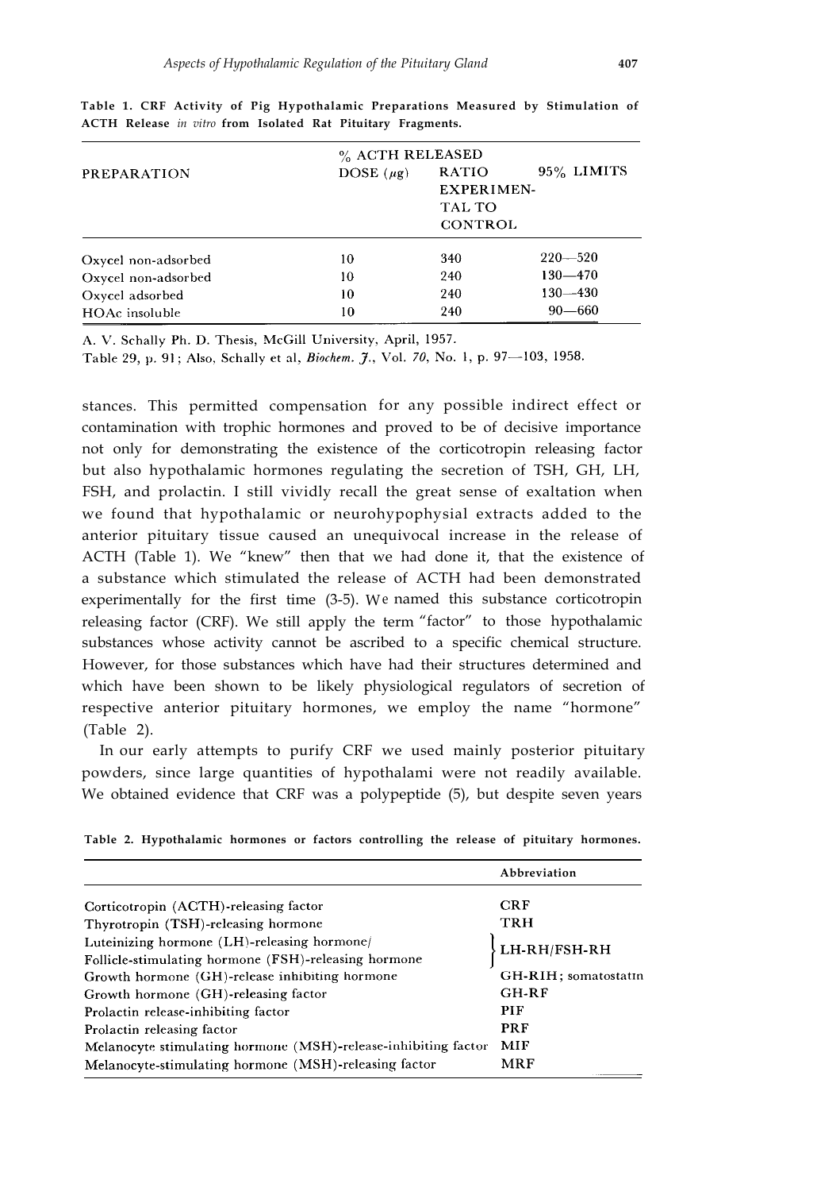**Table 1. CRF Activity of Pig Hypothalamic Preparations Measured by Stimulation of ACTH Release *in vitro* from Isolated Rat Pituitary Fragments.**

| PREPARATION | DOSE ($\mu$g) | % ACTH RELEASED RATIO EXPERIMENTAL TO CONTROL | 95% LIMITS |
|---|---|---|---|
| Oxycel non-adsorbed | 10 | 340 | 220—520 |
| Oxycel non-adsorbed | 10 | 240 | 130—470 |
| Oxycel adsorbed | 10 | 240 | 130—430 |
| HOAc insoluble | 10 | 240 | 90—660 |

A. V. Schally Ph. D. Thesis, McGill University, April, 1957.
Table 29, p. 91; Also, Schally et al, *Biochem. J.*, Vol. *70*, No. 1, p. 97—103, 1958.

stances. This permitted compensation for any possible indirect effect or contamination with trophic hormones and proved to be of decisive importance not only for demonstrating the existence of the corticotropin releasing factor but also hypothalamic hormones regulating the secretion of TSH, GH, LH, FSH, and prolactin. I still vividly recall the great sense of exaltation when we found that hypothalamic or neurohypophysial extracts added to the anterior pituitary tissue caused an unequivocal increase in the release of ACTH (Table 1). We "knew" then that we had done it, that the existence of a substance which stimulated the release of ACTH had been demonstrated experimentally for the first time (3-5). We named this substance corticotropin releasing factor (CRF). We still apply the term "factor" to those hypothalamic substances whose activity cannot be ascribed to a specific chemical structure. However, for those substances which have had their structures determined and which have been shown to be likely physiological regulators of secretion of respective anterior pituitary hormones, we employ the name "hormone" (Table 2).

In our early attempts to purify CRF we used mainly posterior pituitary powders, since large quantities of hypothalami were not readily available. We obtained evidence that CRF was a polypeptide (5), but despite seven years

**Table 2. Hypothalamic hormones or factors controlling the release of pituitary hormones.**

| | Abbreviation |
|---|---|
| Corticotropin (ACTH)-releasing factor | CRF |
| Thyrotropin (TSH)-releasing hormone | TRH |
| Luteinizing hormone (LH)-releasing hormone/ Follicle-stimulating hormone (FSH)-releasing hormone | LH-RH/FSH-RH |
| Growth hormone (GH)-release inhibiting hormone | GH-RIH; somatostatin |
| Growth hormone (GH)-releasing factor | GH-RF |
| Prolactin release-inhibiting factor | PIF |
| Prolactin releasing factor | PRF |
| Melanocyte stimulating hormone (MSH)-release-inhibiting factor | MIF |
| Melanocyte-stimulating hormone (MSH)-releasing factor | MRF |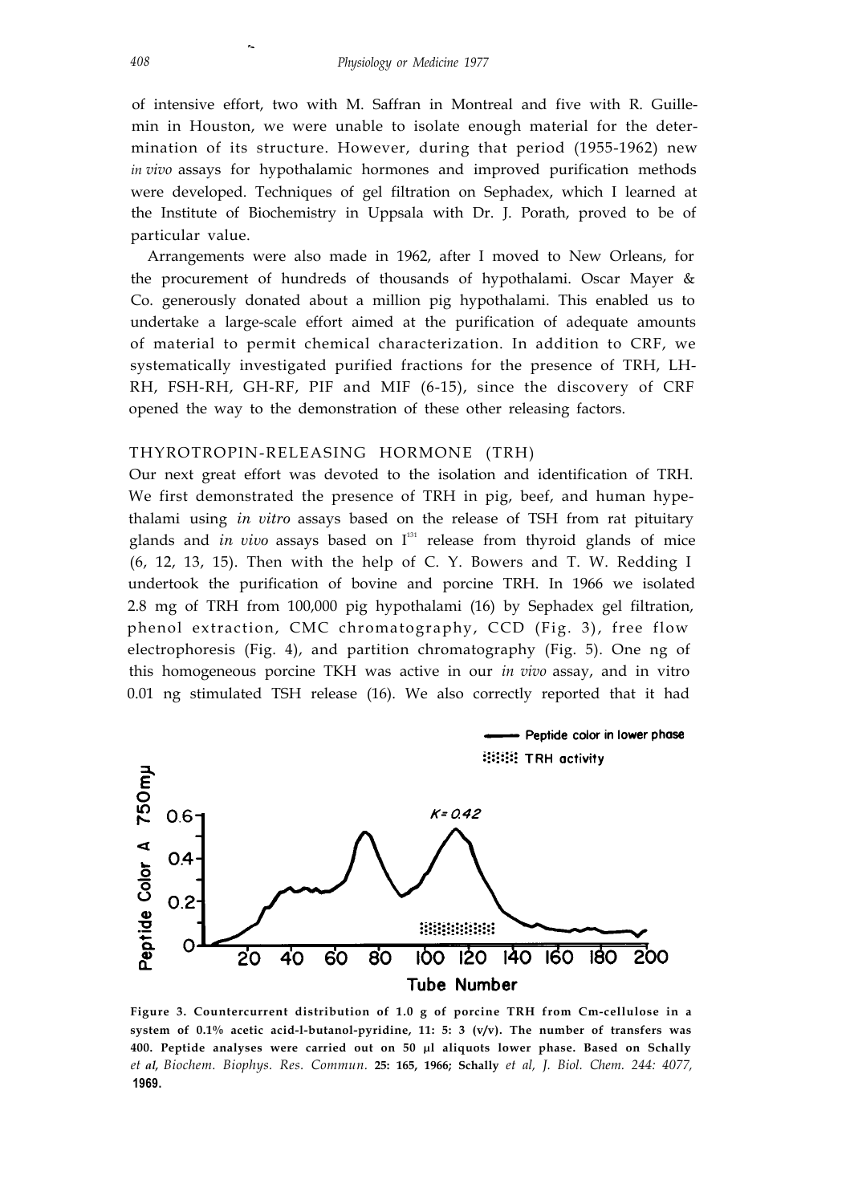of intensive effort, two with M. Saffran in Montreal and five with R. Guillemin in Houston, we were unable to isolate enough material for the determination of its structure. However, during that period (1955-1962) new *in vivo* assays for hypothalamic hormones and improved purification methods were developed. Techniques of gel filtration on Sephadex, which I learned at the Institute of Biochemistry in Uppsala with Dr. J. Porath, proved to be of particular value.

Arrangements were also made in 1962, after I moved to New Orleans, for the procurement of hundreds of thousands of hypothalami. Oscar Mayer & Co. generously donated about a million pig hypothalami. This enabled us to undertake a large-scale effort aimed at the purification of adequate amounts of material to permit chemical characterization. In addition to CRF, we systematically investigated purified fractions for the presence of TRH, LH-RH, FSH-RH, GH-RF, PIF and MIF (6-15), since the discovery of CRF opened the way to the demonstration of these other releasing factors.

## THYROTROPIN-RELEASING HORMONE (TRH)

Our next great effort was devoted to the isolation and identification of TRH. We first demonstrated the presence of TRH in pig, beef, and human hypethalami using *in vitro* assays based on the release of TSH from rat pituitary glands and *in vivo* assays based on $I^{131}$ release from thyroid glands of mice (6, 12, 13, 15). Then with the help of C. Y. Bowers and T. W. Redding I undertook the purification of bovine and porcine TRH. In 1966 we isolated 2.8 mg of TRH from 100,000 pig hypothalami (16) by Sephadex gel filtration, phenol extraction, CMC chromatography, CCD (Fig. 3), free flow electrophoresis (Fig. 4), and partition chromatography (Fig. 5). One ng of this homogeneous porcine TKH was active in our *in vivo* assay, and in vitro 0.01 ng stimulated TSH release (16). We also correctly reported that it had

**Figure 3. Countercurrent distribution of 1.0 g of porcine TRH from Cm-cellulose in a system of 0.1% acetic acid-l-butanol-pyridine, 11: 5: 3 (v/v). The number of transfers was 400. Peptide analyses were carried out on 50 μl aliquots lower phase. Based on Schally** *et al*, *Biochem. Biophys. Res. Commun.* **25: 165, 1966; Schally** *et al, J. Biol. Chem. 244: 4077,* **1969.**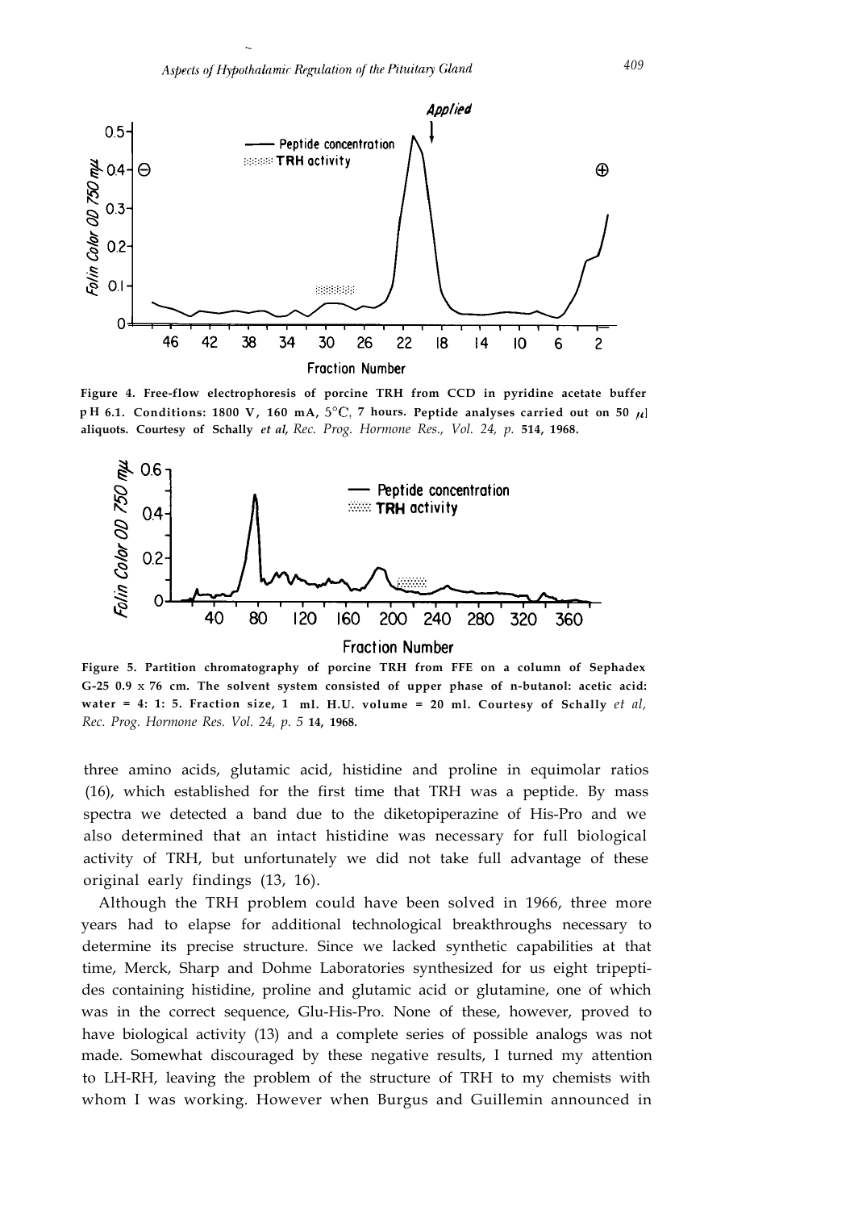Figure 4. Free-flow electrophoresis of porcine TRH from CCD in pyridine acetate buffer pH 6.1. Conditions: 1800 V, 160 mA, 5°C, 7 hours. Peptide analyses carried out on 50 $\mu$l aliquots. Courtesy of Schally *et al*, *Rec. Prog. Hormone Res., Vol. 24, p.* 514, 1968.

Figure 5. Partition chromatography of porcine TRH from FFE on a column of Sephadex G-25 0.9 x 76 cm. The solvent system consisted of upper phase of n-butanol: acetic acid: water = 4: 1: 5. Fraction size, 1 ml. H.U. volume = 20 ml. Courtesy of Schally *et al*, *Rec. Prog. Hormone Res. Vol. 24, p.* 514, 1968.

three amino acids, glutamic acid, histidine and proline in equimolar ratios (16), which established for the first time that TRH was a peptide. By mass spectra we detected a band due to the diketopiperazine of His-Pro and we also determined that an intact histidine was necessary for full biological activity of TRH, but unfortunately we did not take full advantage of these original early findings (13, 16).

Although the TRH problem could have been solved in 1966, three more years had to elapse for additional technological breakthroughs necessary to determine its precise structure. Since we lacked synthetic capabilities at that time, Merck, Sharp and Dohme Laboratories synthesized for us eight tripeptides containing histidine, proline and glutamic acid or glutamine, one of which was in the correct sequence, Glu-His-Pro. None of these, however, proved to have biological activity (13) and a complete series of possible analogs was not made. Somewhat discouraged by these negative results, I turned my attention to LH-RH, leaving the problem of the structure of TRH to my chemists with whom I was working. However when Burgus and Guillemin announced in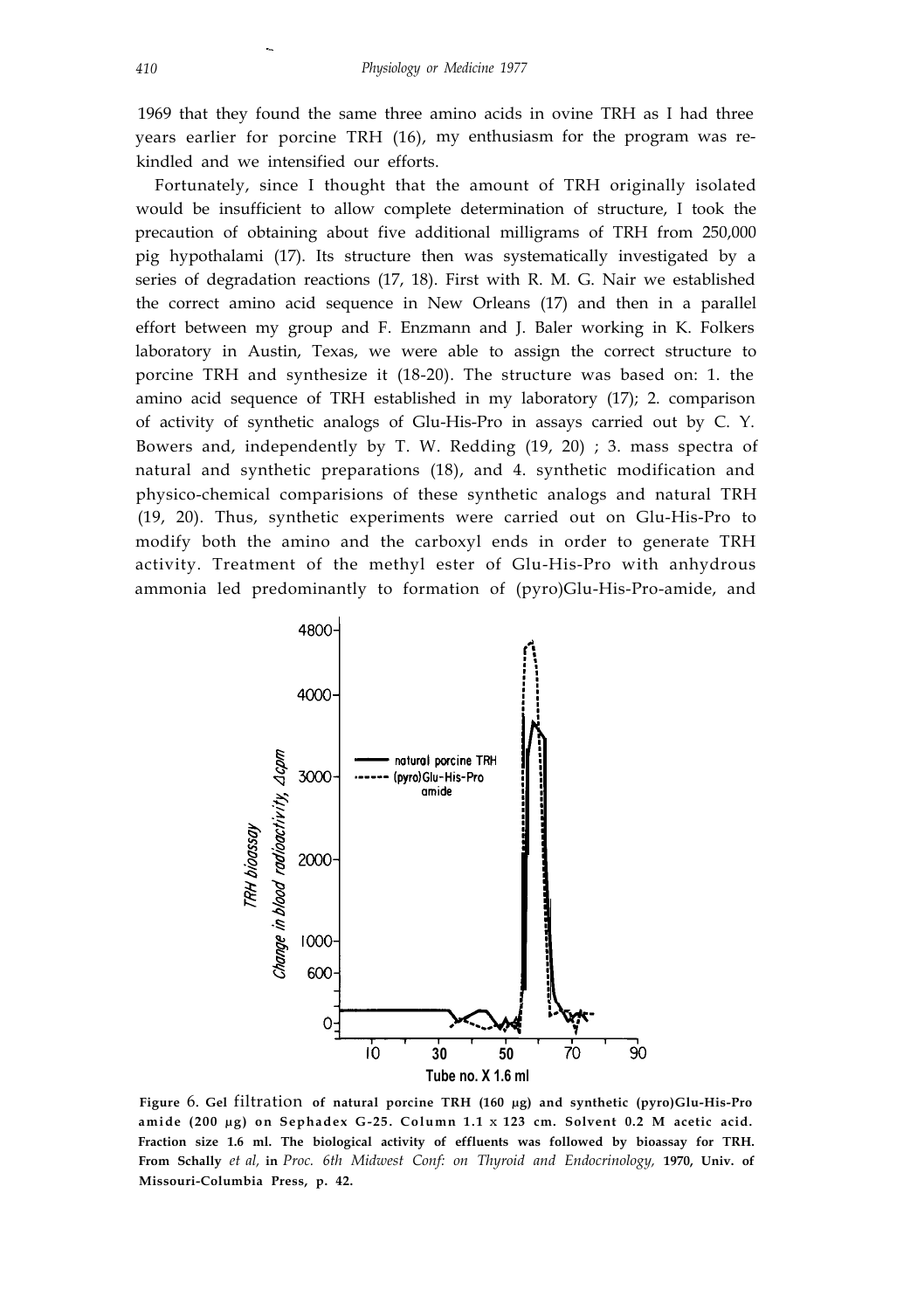1969 that they found the same three amino acids in ovine TRH as I had three years earlier for porcine TRH (16), my enthusiasm for the program was rekindled and we intensified our efforts.

Fortunately, since I thought that the amount of TRH originally isolated would be insufficient to allow complete determination of structure, I took the precaution of obtaining about five additional milligrams of TRH from 250,000 pig hypothalami (17). Its structure then was systematically investigated by a series of degradation reactions (17, 18). First with R. M. G. Nair we established the correct amino acid sequence in New Orleans (17) and then in a parallel effort between my group and F. Enzmann and J. Baler working in K. Folkers laboratory in Austin, Texas, we were able to assign the correct structure to porcine TRH and synthesize it (18-20). The structure was based on: 1. the amino acid sequence of TRH established in my laboratory (17); 2. comparison of activity of synthetic analogs of Glu-His-Pro in assays carried out by C. Y. Bowers and, independently by T. W. Redding (19, 20) ; 3. mass spectra of natural and synthetic preparations (18), and 4. synthetic modification and physico-chemical comparisions of these synthetic analogs and natural TRH (19, 20). Thus, synthetic experiments were carried out on Glu-His-Pro to modify both the amino and the carboxyl ends in order to generate TRH activity. Treatment of the methyl ester of Glu-His-Pro with anhydrous ammonia led predominantly to formation of (pyro)Glu-His-Pro-amide, and

**Figure 6. Gel** filtration **of natural porcine TRH (160 µg) and synthetic (pyro)Glu-His-Pro amide (200 µg) on Sephadex G-25. Column 1.1 x 123 cm. Solvent 0.2 M acetic acid. Fraction size 1.6 ml. The biological activity of effluents was followed by bioassay for TRH. From Schally** *et al,* **in** *Proc. 6th Midwest Conf: on Thyroid and Endocrinology,* **1970, Univ. of Missouri-Columbia Press, p. 42.**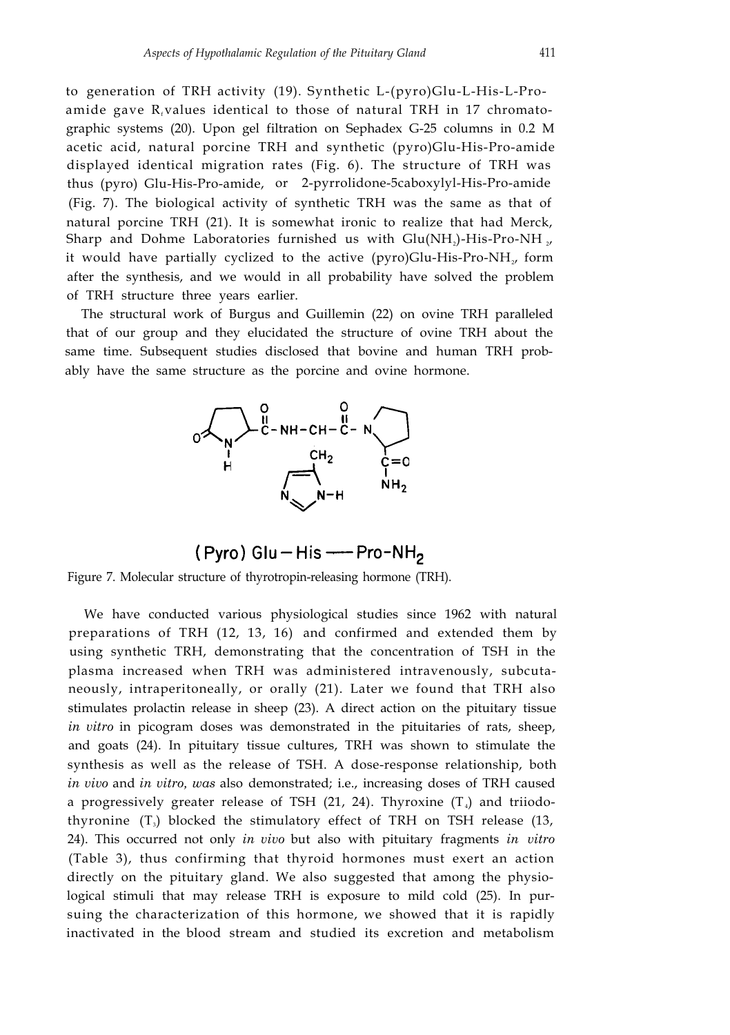to generation of TRH activity (19). Synthetic L-(pyro)Glu-L-His-L-Pro-amide gave $R_f$ values identical to those of natural TRH in 17 chromatographic systems (20). Upon gel filtration on Sephadex G-25 columns in 0.2 M acetic acid, natural porcine TRH and synthetic (pyro)Glu-His-Pro-amide displayed identical migration rates (Fig. 6). The structure of TRH was thus (pyro) Glu-His-Pro-amide, or 2-pyrrolidone-5caboxylyl-His-Pro-amide (Fig. 7). The biological activity of synthetic TRH was the same as that of natural porcine TRH (21). It is somewhat ironic to realize that had Merck, Sharp and Dohme Laboratories furnished us with $Glu(NH_2)$-His-Pro-$NH_2$, it would have partially cyclized to the active (pyro)Glu-His-Pro-$NH_2$, form after the synthesis, and we would in all probability have solved the problem of TRH structure three years earlier.

The structural work of Burgus and Guillemin (22) on ovine TRH paralleled that of our group and they elucidated the structure of ovine TRH about the same time. Subsequent studies disclosed that bovine and human TRH probably have the same structure as the porcine and ovine hormone.

(Pyro) Glu — His —— Pro-$NH_2$

Figure 7. Molecular structure of thyrotropin-releasing hormone (TRH).

We have conducted various physiological studies since 1962 with natural preparations of TRH (12, 13, 16) and confirmed and extended them by using synthetic TRH, demonstrating that the concentration of TSH in the plasma increased when TRH was administered intravenously, subcutaneously, intraperitoneally, or orally (21). Later we found that TRH also stimulates prolactin release in sheep (23). A direct action on the pituitary tissue *in vitro* in picogram doses was demonstrated in the pituitaries of rats, sheep, and goats (24). In pituitary tissue cultures, TRH was shown to stimulate the synthesis as well as the release of TSH. A dose-response relationship, both *in vivo* and *in vitro*, *was* also demonstrated; i.e., increasing doses of TRH caused a progressively greater release of TSH (21, 24). Thyroxine ($T_4$) and triiodothyronine ($T_3$) blocked the stimulatory effect of TRH on TSH release (13, 24). This occurred not only *in vivo* but also with pituitary fragments *in vitro* (Table 3), thus confirming that thyroid hormones must exert an action directly on the pituitary gland. We also suggested that among the physiological stimuli that may release TRH is exposure to mild cold (25). In pursuing the characterization of this hormone, we showed that it is rapidly inactivated in the blood stream and studied its excretion and metabolism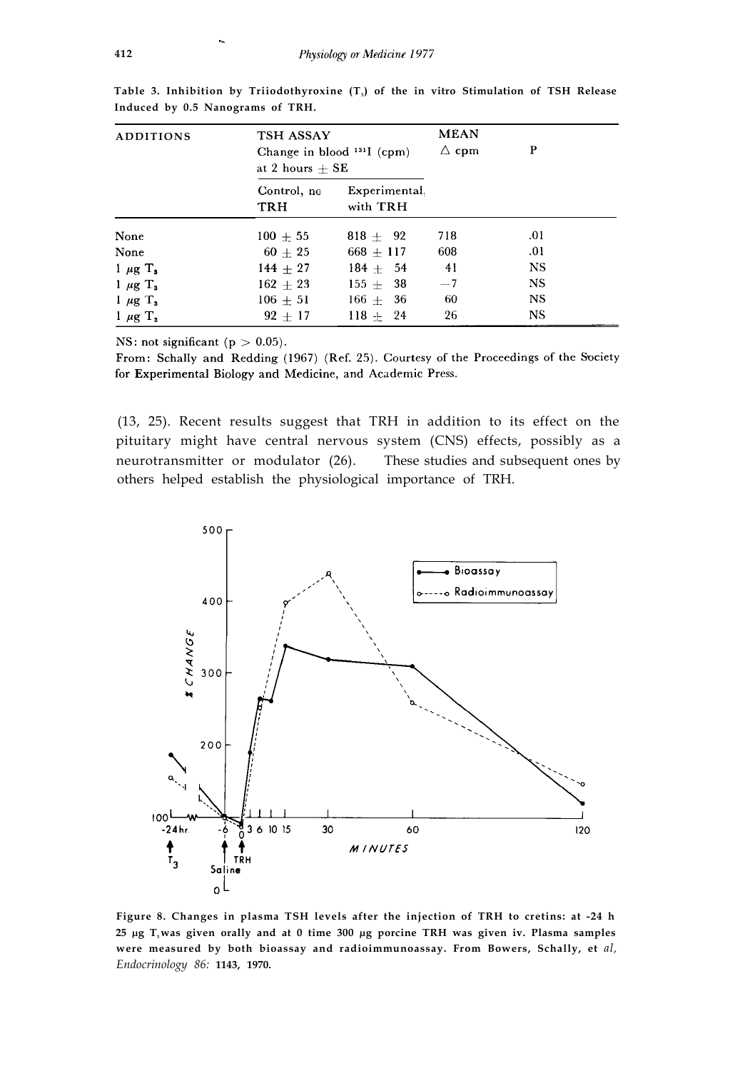Table 3. Inhibition by Triiodothyroxine ($T_3$) of the in vitro Stimulation of TSH Release Induced by 0.5 Nanograms of TRH.

| ADDITIONS | TSH ASSAY Change in blood $^{131}$I (cpm) at 2 hours ± SE | | MEAN $\Delta$ cpm | P |
|---|---|---|---|---|
| | Control, no TRH | Experimental, with TRH | | |
| None | 100 ± 55 | 818 ± 92 | 718 | .01 |
| None | 60 ± 25 | 668 ± 117 | 608 | .01 |
| 1 μg $T_3$ | 144 ± 27 | 184 ± 54 | 41 | NS |
| 1 μg $T_3$ | 162 ± 23 | 155 ± 38 | −7 | NS |
| 1 μg $T_3$ | 106 ± 51 | 166 ± 36 | 60 | NS |
| 1 μg $T_3$ | 92 ± 17 | 118 ± 24 | 26 | NS |

NS: not significant ($p > 0.05$).

From: Schally and Redding (1967) (Ref. 25). Courtesy of the Proceedings of the Society for Experimental Biology and Medicine, and Academic Press.

(13, 25). Recent results suggest that TRH in addition to its effect on the pituitary might have central nervous system (CNS) effects, possibly as a neurotransmitter or modulator (26). These studies and subsequent ones by others helped establish the physiological importance of TRH.

**Figure 8. Changes in plasma TSH levels after the injection of TRH to cretins: at -24 h 25 μg $T_3$ was given orally and at 0 time 300 μg porcine TRH was given iv. Plasma samples were measured by both bioassay and radioimmunoassay. From Bowers, Schally, et** *al*, *Endocrinology 86:* **1143, 1970.**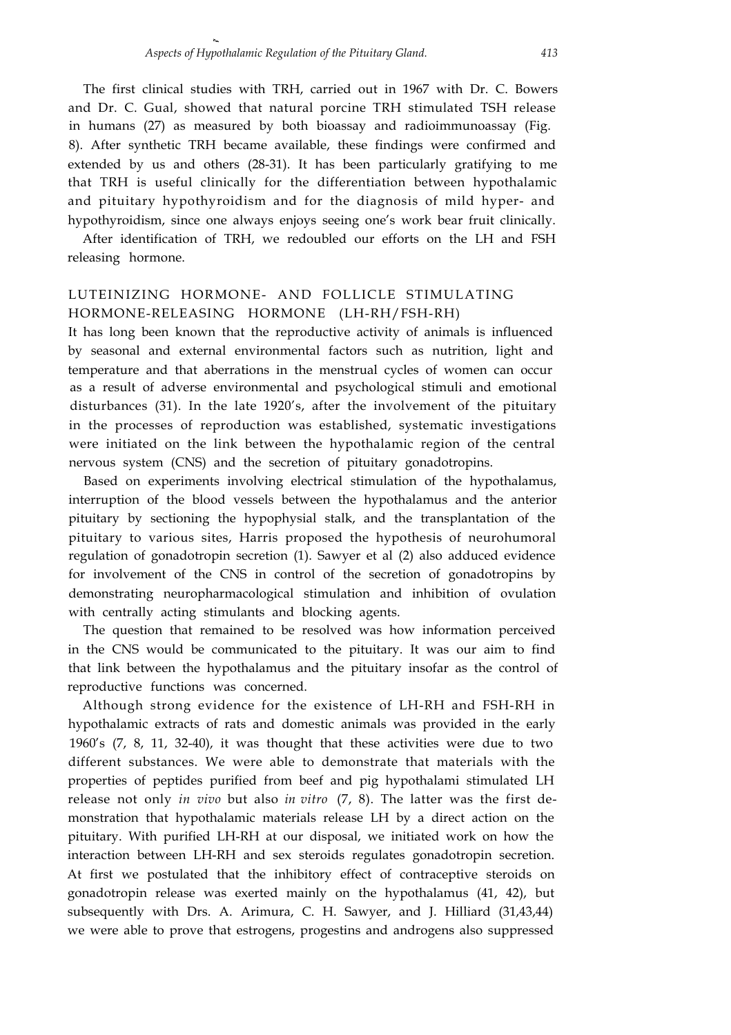The first clinical studies with TRH, carried out in 1967 with Dr. C. Bowers and Dr. C. Gual, showed that natural porcine TRH stimulated TSH release in humans (27) as measured by both bioassay and radioimmunoassay (Fig. 8). After synthetic TRH became available, these findings were confirmed and extended by us and others (28-31). It has been particularly gratifying to me that TRH is useful clinically for the differentiation between hypothalamic and pituitary hypothyroidism and for the diagnosis of mild hyper- and hypothyroidism, since one always enjoys seeing one's work bear fruit clinically.

After identification of TRH, we redoubled our efforts on the LH and FSH releasing hormone.

## LUTEINIZING HORMONE- AND FOLLICLE STIMULATING HORMONE-RELEASING HORMONE (LH-RH/FSH-RH)

It has long been known that the reproductive activity of animals is influenced by seasonal and external environmental factors such as nutrition, light and temperature and that aberrations in the menstrual cycles of women can occur as a result of adverse environmental and psychological stimuli and emotional disturbances (31). In the late 1920's, after the involvement of the pituitary in the processes of reproduction was established, systematic investigations were initiated on the link between the hypothalamic region of the central nervous system (CNS) and the secretion of pituitary gonadotropins.

Based on experiments involving electrical stimulation of the hypothalamus, interruption of the blood vessels between the hypothalamus and the anterior pituitary by sectioning the hypophysial stalk, and the transplantation of the pituitary to various sites, Harris proposed the hypothesis of neurohumoral regulation of gonadotropin secretion (1). Sawyer et al (2) also adduced evidence for involvement of the CNS in control of the secretion of gonadotropins by demonstrating neuropharmacological stimulation and inhibition of ovulation with centrally acting stimulants and blocking agents.

The question that remained to be resolved was how information perceived in the CNS would be communicated to the pituitary. It was our aim to find that link between the hypothalamus and the pituitary insofar as the control of reproductive functions was concerned.

Although strong evidence for the existence of LH-RH and FSH-RH in hypothalamic extracts of rats and domestic animals was provided in the early 1960's (7, 8, 11, 32-40), it was thought that these activities were due to two different substances. We were able to demonstrate that materials with the properties of peptides purified from beef and pig hypothalami stimulated LH release not only *in vivo* but also *in vitro* (7, 8). The latter was the first demonstration that hypothalamic materials release LH by a direct action on the pituitary. With purified LH-RH at our disposal, we initiated work on how the interaction between LH-RH and sex steroids regulates gonadotropin secretion. At first we postulated that the inhibitory effect of contraceptive steroids on gonadotropin release was exerted mainly on the hypothalamus (41, 42), but subsequently with Drs. A. Arimura, C. H. Sawyer, and J. Hilliard (31,43,44) we were able to prove that estrogens, progestins and androgens also suppressed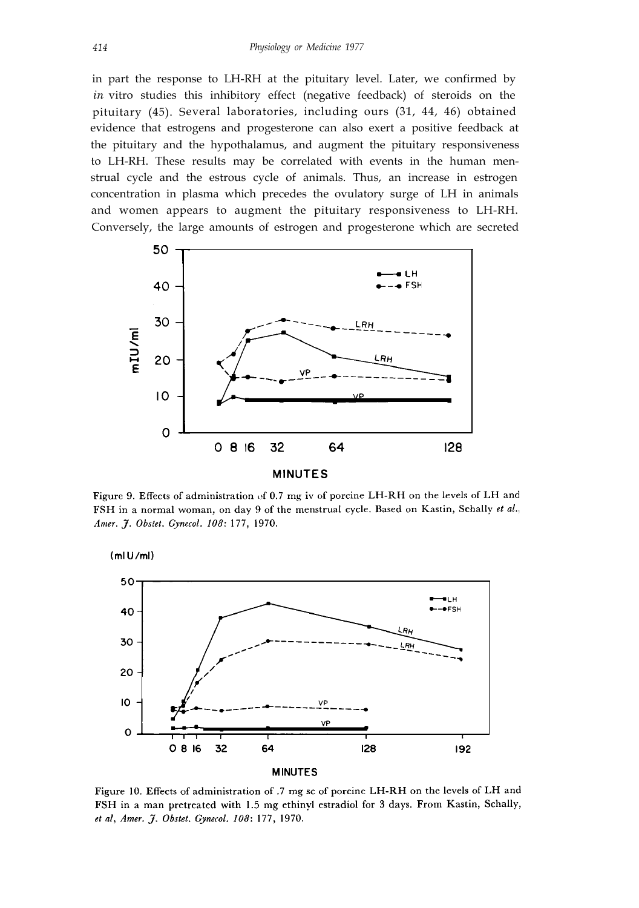in part the response to LH-RH at the pituitary level. Later, we confirmed by *in* vitro studies this inhibitory effect (negative feedback) of steroids on the pituitary (45). Several laboratories, including ours (31, 44, 46) obtained evidence that estrogens and progesterone can also exert a positive feedback at the pituitary and the hypothalamus, and augment the pituitary responsiveness to LH-RH. These results may be correlated with events in the human menstrual cycle and the estrous cycle of animals. Thus, an increase in estrogen concentration in plasma which precedes the ovulatory surge of LH in animals and women appears to augment the pituitary responsiveness to LH-RH. Conversely, the large amounts of estrogen and progesterone which are secreted

Figure 9. Effects of administration of 0.7 mg iv of porcine LH-RH on the levels of LH and FSH in a normal woman, on day 9 of the menstrual cycle. Based on Kastin, Schally *et al.*, *Amer. J. Obstet. Gynecol. 108*: 177, 1970.

Figure 10. Effects of administration of .7 mg sc of porcine LH-RH on the levels of LH and FSH in a man pretreated with 1.5 mg ethinyl estradiol for 3 days. From Kastin, Schally, *et al*, *Amer. J. Obstet. Gynecol. 108*: 177, 1970.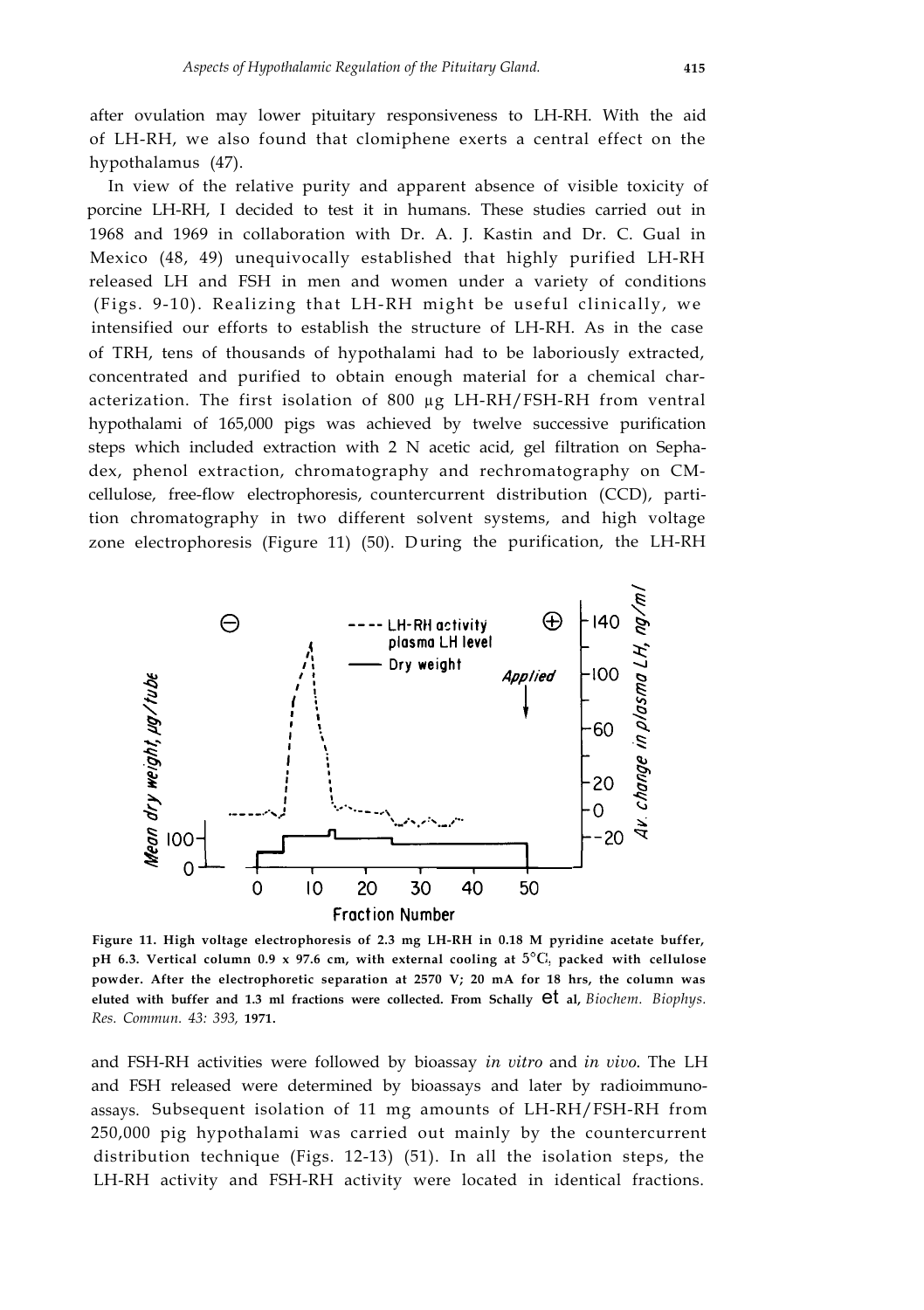after ovulation may lower pituitary responsiveness to LH-RH. With the aid of LH-RH, we also found that clomiphene exerts a central effect on the hypothalamus (47).

In view of the relative purity and apparent absence of visible toxicity of porcine LH-RH, I decided to test it in humans. These studies carried out in 1968 and 1969 in collaboration with Dr. A. J. Kastin and Dr. C. Gual in Mexico (48, 49) unequivocally established that highly purified LH-RH released LH and FSH in men and women under a variety of conditions (Figs. 9-10). Realizing that LH-RH might be useful clinically, we intensified our efforts to establish the structure of LH-RH. As in the case of TRH, tens of thousands of hypothalami had to be laboriously extracted, concentrated and purified to obtain enough material for a chemical characterization. The first isolation of 800 µg LH-RH/FSH-RH from ventral hypothalami of 165,000 pigs was achieved by twelve successive purification steps which included extraction with 2 N acetic acid, gel filtration on Sephadex, phenol extraction, chromatography and rechromatography on CM-cellulose, free-flow electrophoresis, countercurrent distribution (CCD), partition chromatography in two different solvent systems, and high voltage zone electrophoresis (Figure 11) (50). During the purification, the LH-RH

**Figure 11. High voltage electrophoresis of 2.3 mg LH-RH in 0.18 M pyridine acetate buffer, pH 6.3. Vertical column 0.9 x 97.6 cm, with external cooling at 5°C, packed with cellulose powder. After the electrophoretic separation at 2570 V; 20 mA for 18 hrs, the column was eluted with buffer and 1.3 ml fractions were collected. From Schally et al,** *Biochem. Biophys. Res. Commun. 43: 393,* **1971.**

and FSH-RH activities were followed by bioassay *in vitro* and *in vivo*. The LH and FSH released were determined by bioassays and later by radioimmunoassays. Subsequent isolation of 11 mg amounts of LH-RH/FSH-RH from 250,000 pig hypothalami was carried out mainly by the countercurrent distribution technique (Figs. 12-13) (51). In all the isolation steps, the LH-RH activity and FSH-RH activity were located in identical fractions.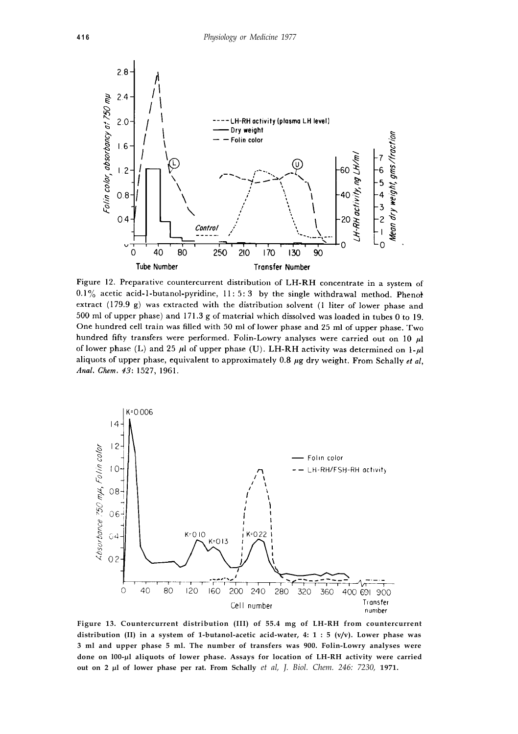Figure 12. Preparative countercurrent distribution of LH-RH concentrate in a system of 0.1% acetic acid-1-butanol-pyridine, 11: 5: 3 by the single withdrawal method. Phenol extract (179.9 g) was extracted with the distribution solvent (1 liter of lower phase and 500 ml of upper phase) and 171.3 g of material which dissolved was loaded in tubes 0 to 19. One hundred cell train was filled with 50 ml of lower phase and 25 ml of upper phase. Two hundred fifty transfers were performed. Folin-Lowry analyses were carried out on 10 $\mu$l of lower phase (L) and 25 $\mu$l of upper phase (U). LH-RH activity was determined on 1-$\mu$l aliquots of upper phase, equivalent to approximately 0.8 $\mu$g dry weight. From Schally *et al*, *Anal. Chem.* *43*: 1527, 1961.

**Figure 13. Countercurrent distribution (III) of 55.4 mg of LH-RH from countercurrent distribution (II) in a system of 1-butanol-acetic acid-water, 4: 1 : 5 (v/v). Lower phase was 3 ml and upper phase 5 ml. The number of transfers was 900. Folin-Lowry analyses were done on 100-µl aliquots of lower phase. Assays for location of LH-RH activity were carried out on 2 µl of lower phase per rat. From Schally *et al*, *J. Biol. Chem.* *246*: 7230, 1971.**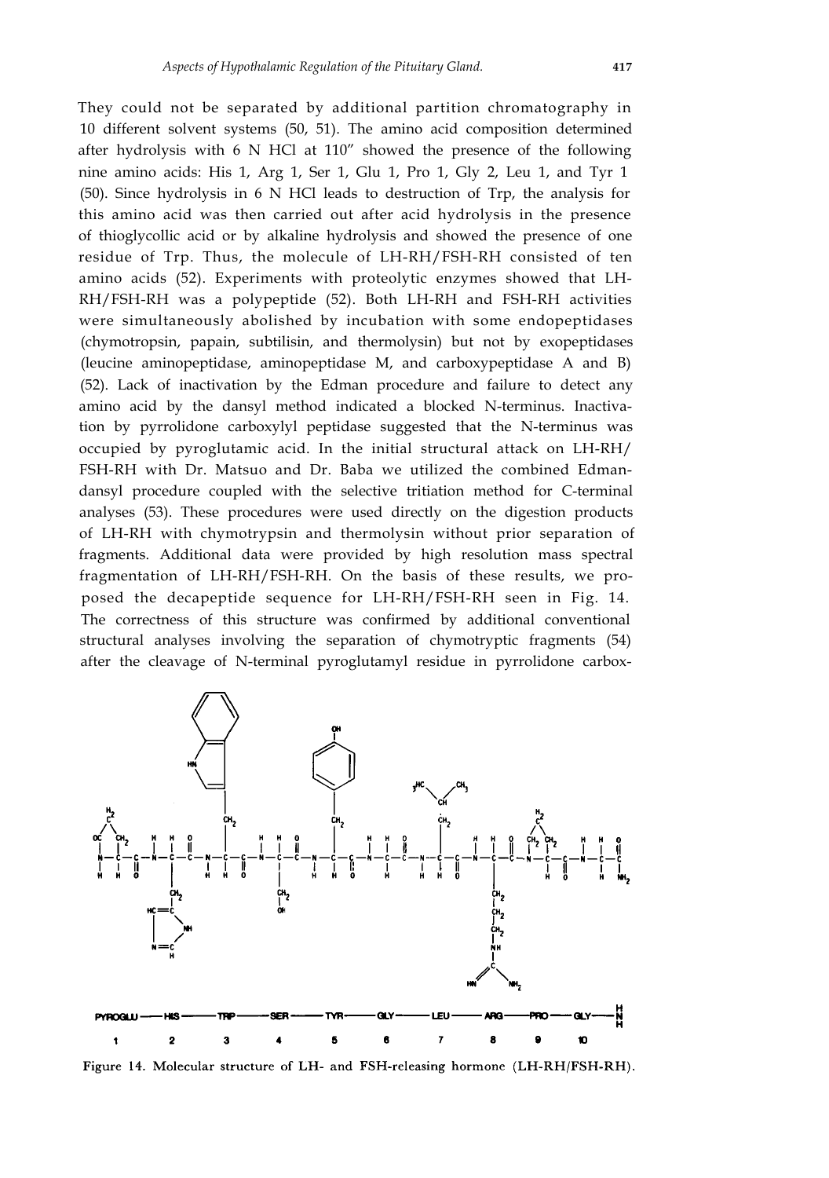They could not be separated by additional partition chromatography in 10 different solvent systems (50, 51). The amino acid composition determined after hydrolysis with 6 N HCl at 110″ showed the presence of the following nine amino acids: His 1, Arg 1, Ser 1, Glu 1, Pro 1, Gly 2, Leu 1, and Tyr 1 (50). Since hydrolysis in 6 N HCl leads to destruction of Trp, the analysis for this amino acid was then carried out after acid hydrolysis in the presence of thioglycollic acid or by alkaline hydrolysis and showed the presence of one residue of Trp. Thus, the molecule of LH-RH/FSH-RH consisted of ten amino acids (52). Experiments with proteolytic enzymes showed that LH-RH/FSH-RH was a polypeptide (52). Both LH-RH and FSH-RH activities were simultaneously abolished by incubation with some endopeptidases (chymotropsin, papain, subtilisin, and thermolysin) but not by exopeptidases (leucine aminopeptidase, aminopeptidase M, and carboxypeptidase A and B) (52). Lack of inactivation by the Edman procedure and failure to detect any amino acid by the dansyl method indicated a blocked N-terminus. Inactivation by pyrrolidone carboxylyl peptidase suggested that the N-terminus was occupied by pyroglutamic acid. In the initial structural attack on LH-RH/FSH-RH with Dr. Matsuo and Dr. Baba we utilized the combined Edman-dansyl procedure coupled with the selective tritiation method for C-terminal analyses (53). These procedures were used directly on the digestion products of LH-RH with chymotrypsin and thermolysin without prior separation of fragments. Additional data were provided by high resolution mass spectral fragmentation of LH-RH/FSH-RH. On the basis of these results, we proposed the decapeptide sequence for LH-RH/FSH-RH seen in Fig. 14. The correctness of this structure was confirmed by additional conventional structural analyses involving the separation of chymotryptic fragments (54) after the cleavage of N-terminal pyroglutamyl residue in pyrrolidone carbox-

PYROGLU — HIS — TRP — SER — TYR — GLY — LEU — ARG — PRO — GLY — $NH_2$

1 2 3 4 5 6 7 8 9 10

Figure 14. Molecular structure of LH- and FSH-releasing hormone (LH-RH/FSH-RH).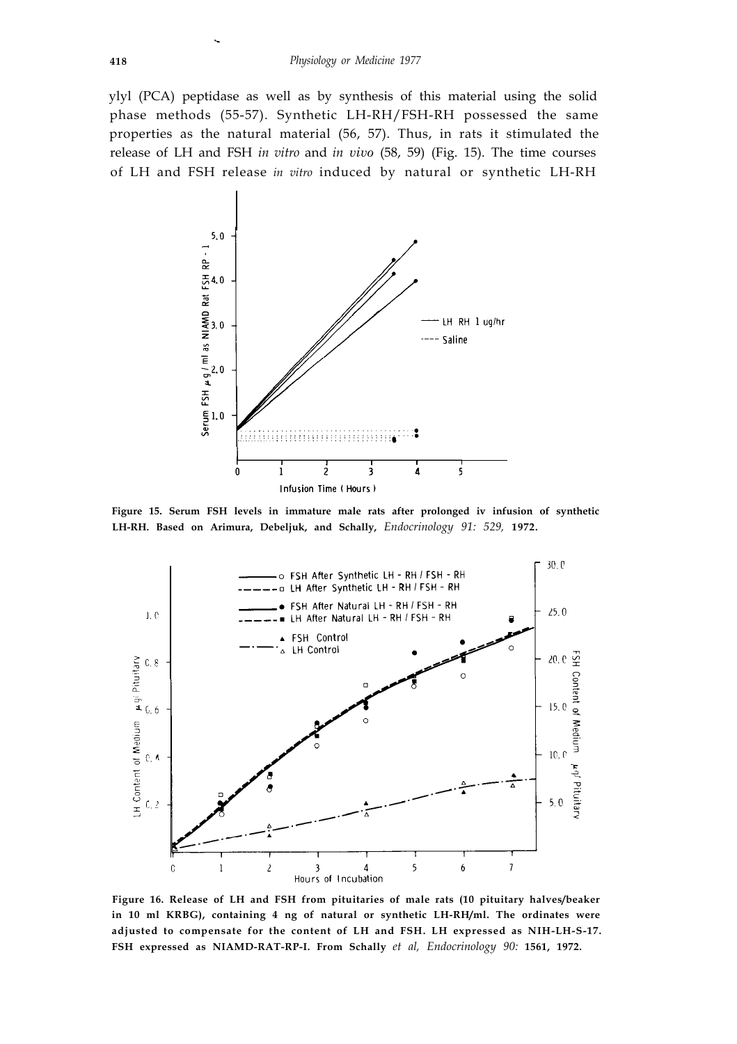ylyl (PCA) peptidase as well as by synthesis of this material using the solid phase methods (55-57). Synthetic LH-RH/FSH-RH possessed the same properties as the natural material (56, 57). Thus, in rats it stimulated the release of LH and FSH *in vitro* and *in vivo* (58, 59) (Fig. 15). The time courses of LH and FSH release *in vitro* induced by natural or synthetic LH-RH

**Figure 15. Serum FSH levels in immature male rats after prolonged iv infusion of synthetic LH-RH. Based on Arimura, Debeljuk, and Schally,** *Endocrinology 91: 529,* **1972.**

**Figure 16. Release of LH and FSH from pituitaries of male rats (10 pituitary halves/beaker in 10 ml KRBG), containing 4 ng of natural or synthetic LH-RH/ml. The ordinates were adjusted to compensate for the content of LH and FSH. LH expressed as NIH-LH-S-17. FSH expressed as NIAMD-RAT-RP-I. From Schally** *et al, Endocrinology 90:* **1561, 1972.**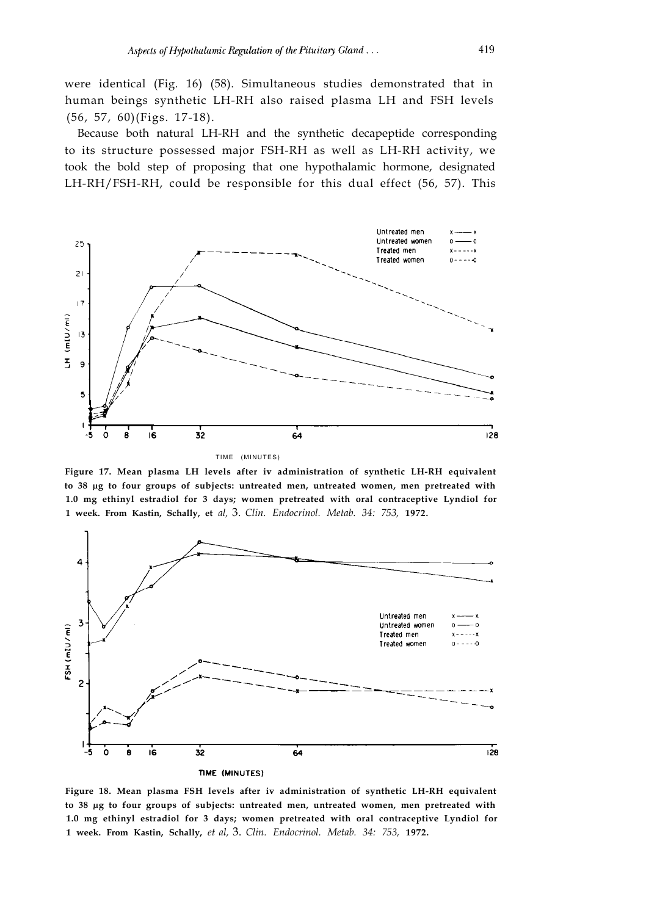were identical (Fig. 16) (58). Simultaneous studies demonstrated that in human beings synthetic LH-RH also raised plasma LH and FSH levels (56, 57, 60)(Figs. 17-18).

Because both natural LH-RH and the synthetic decapeptide corresponding to its structure possessed major FSH-RH as well as LH-RH activity, we took the bold step of proposing that one hypothalamic hormone, designated LH-RH/FSH-RH, could be responsible for this dual effect (56, 57). This

**Figure 17. Mean plasma LH levels after iv administration of synthetic LH-RH equivalent to 38 µg to four groups of subjects: untreated men, untreated women, men pretreated with 1.0 mg ethinyl estradiol for 3 days; women pretreated with oral contraceptive Lyndiol for 1 week. From Kastin, Schally, et** *al,* J. *Clin. Endocrinol. Metab. 34: 753,* **1972.**

**Figure 18. Mean plasma FSH levels after iv administration of synthetic LH-RH equivalent to 38 µg to four groups of subjects: untreated men, untreated women, men pretreated with 1.0 mg ethinyl estradiol for 3 days; women pretreated with oral contraceptive Lyndiol for 1 week. From Kastin, Schally,** *et al,* J. *Clin. Endocrinol. Metab. 34: 753,* **1972.**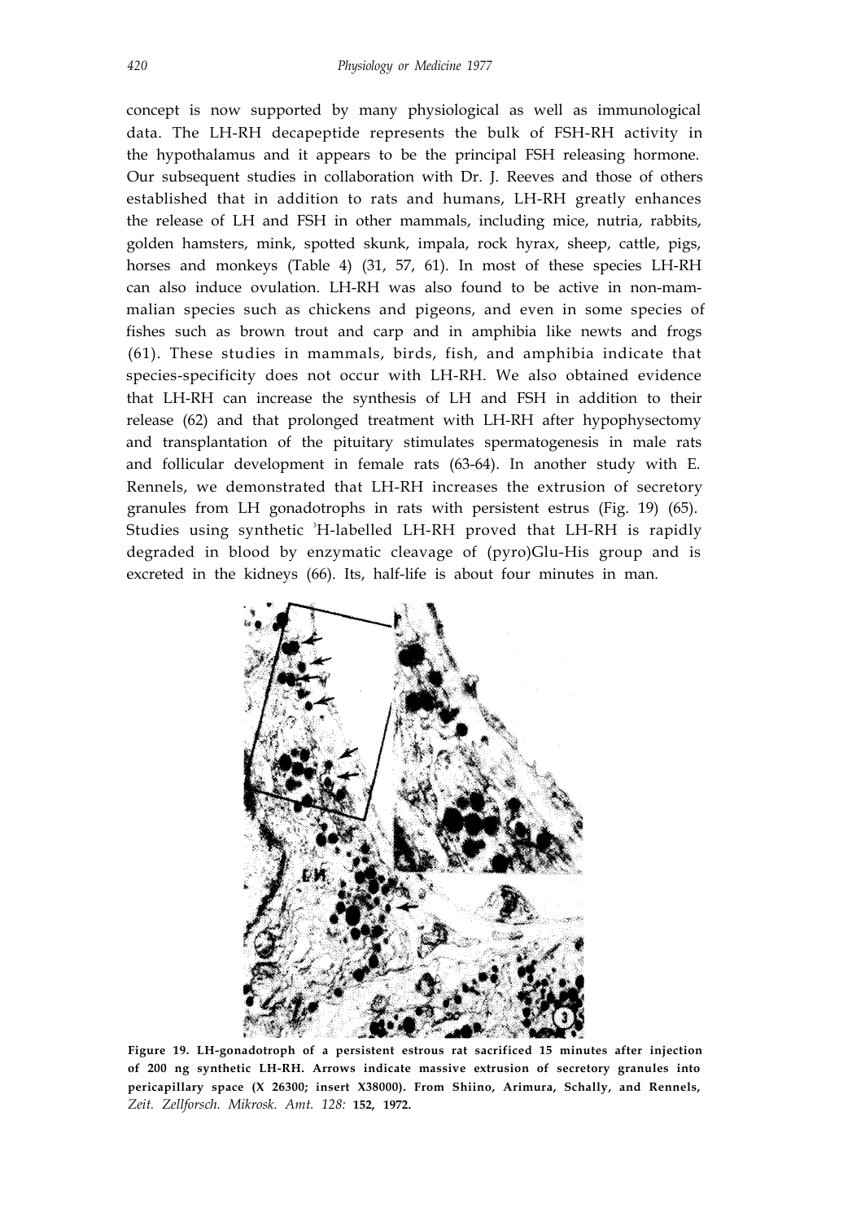concept is now supported by many physiological as well as immunological data. The LH-RH decapeptide represents the bulk of FSH-RH activity in the hypothalamus and it appears to be the principal FSH releasing hormone. Our subsequent studies in collaboration with Dr. J. Reeves and those of others established that in addition to rats and humans, LH-RH greatly enhances the release of LH and FSH in other mammals, including mice, nutria, rabbits, golden hamsters, mink, spotted skunk, impala, rock hyrax, sheep, cattle, pigs, horses and monkeys (Table 4) (31, 57, 61). In most of these species LH-RH can also induce ovulation. LH-RH was also found to be active in non-mammalian species such as chickens and pigeons, and even in some species of fishes such as brown trout and carp and in amphibia like newts and frogs (61). These studies in mammals, birds, fish, and amphibia indicate that species-specificity does not occur with LH-RH. We also obtained evidence that LH-RH can increase the synthesis of LH and FSH in addition to their release (62) and that prolonged treatment with LH-RH after hypophysectomy and transplantation of the pituitary stimulates spermatogenesis in male rats and follicular development in female rats (63-64). In another study with E. Rennels, we demonstrated that LH-RH increases the extrusion of secretory granules from LH gonadotrophs in rats with persistent estrus (Fig. 19) (65). Studies using synthetic $^{3}$H-labelled LH-RH proved that LH-RH is rapidly degraded in blood by enzymatic cleavage of (pyro)Glu-His group and is excreted in the kidneys (66). Its, half-life is about four minutes in man.

**Figure 19. LH-gonadotroph of a persistent estrous rat sacrificed 15 minutes after injection of 200 ng synthetic LH-RH. Arrows indicate massive extrusion of secretory granules into pericapillary space (X 26300; insert X38000). From Shiino, Arimura, Schally, and Rennels,** *Zeit. Zellforsch. Mikrosk. Amt. 128:* **152, 1972.**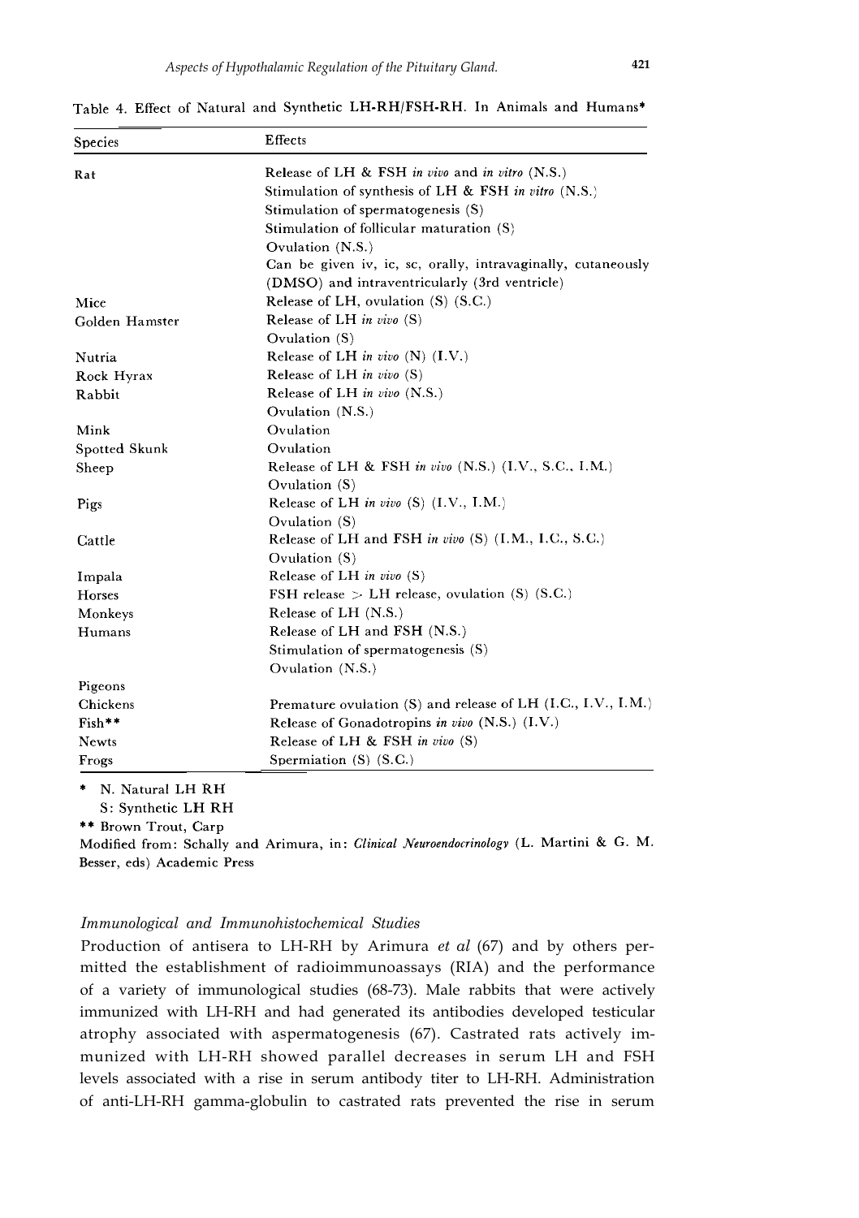Table 4. Effect of Natural and Synthetic LH-RH/FSH-RH. In Animals and Humans*

| Species | Effects |
|---|---|
| Rat | Release of LH & FSH *in vivo* and *in vitro* (N.S.) |
| | Stimulation of synthesis of LH & FSH *in vitro* (N.S.) |
| | Stimulation of spermatogenesis (S) |
| | Stimulation of follicular maturation (S) |
| | Ovulation (N.S.) |
| | Can be given iv, ic, sc, orally, intravaginally, cutaneously (DMSO) and intraventricularly (3rd ventricle) |
| Mice | Release of LH, ovulation (S) (S.C.) |
| Golden Hamster | Release of LH *in vivo* (S) |
| | Ovulation (S) |
| Nutria | Release of LH *in vivo* (N) (I.V.) |
| Rock Hyrax | Release of LH *in vivo* (S) |
| Rabbit | Release of LH *in vivo* (N.S.) |
| | Ovulation (N.S.) |
| Mink | Ovulation |
| Spotted Skunk | Ovulation |
| Sheep | Release of LH & FSH *in vivo* (N.S.) (I.V., S.C., I.M.) |
| | Ovulation (S) |
| Pigs | Release of LH *in vivo* (S) (I.V., I.M.) |
| | Ovulation (S) |
| Cattle | Release of LH and FSH *in vivo* (S) (I.M., I.C., S.C.) |
| | Ovulation (S) |
| Impala | Release of LH *in vivo* (S) |
| Horses | FSH release > LH release, ovulation (S) (S.C.) |
| Monkeys | Release of LH (N.S.) |
| Humans | Release of LH and FSH (N.S.) |
| | Stimulation of spermatogenesis (S) |
| | Ovulation (N.S.) |
| Pigeons | |
| Chickens | Premature ovulation (S) and release of LH (I.C., I.V., I.M.) |
| Fish** | Release of Gonadotropins *in vivo* (N.S.) (I.V.) |
| Newts | Release of LH & FSH *in vivo* (S) |
| Frogs | Spermiation (S) (S.C.) |

\* N. Natural LH RH
S: Synthetic LH RH

\*\* Brown Trout, Carp

Modified from: Schally and Arimura, in: *Clinical Neuroendocrinology* (L. Martini & G. M. Besser, eds) Academic Press

### *Immunological and Immunohistochemical Studies*

Production of antisera to LH-RH by Arimura *et al* (67) and by others permitted the establishment of radioimmunoassays (RIA) and the performance of a variety of immunological studies (68-73). Male rabbits that were actively immunized with LH-RH and had generated its antibodies developed testicular atrophy associated with aspermatogenesis (67). Castrated rats actively immunized with LH-RH showed parallel decreases in serum LH and FSH levels associated with a rise in serum antibody titer to LH-RH. Administration of anti-LH-RH gamma-globulin to castrated rats prevented the rise in serum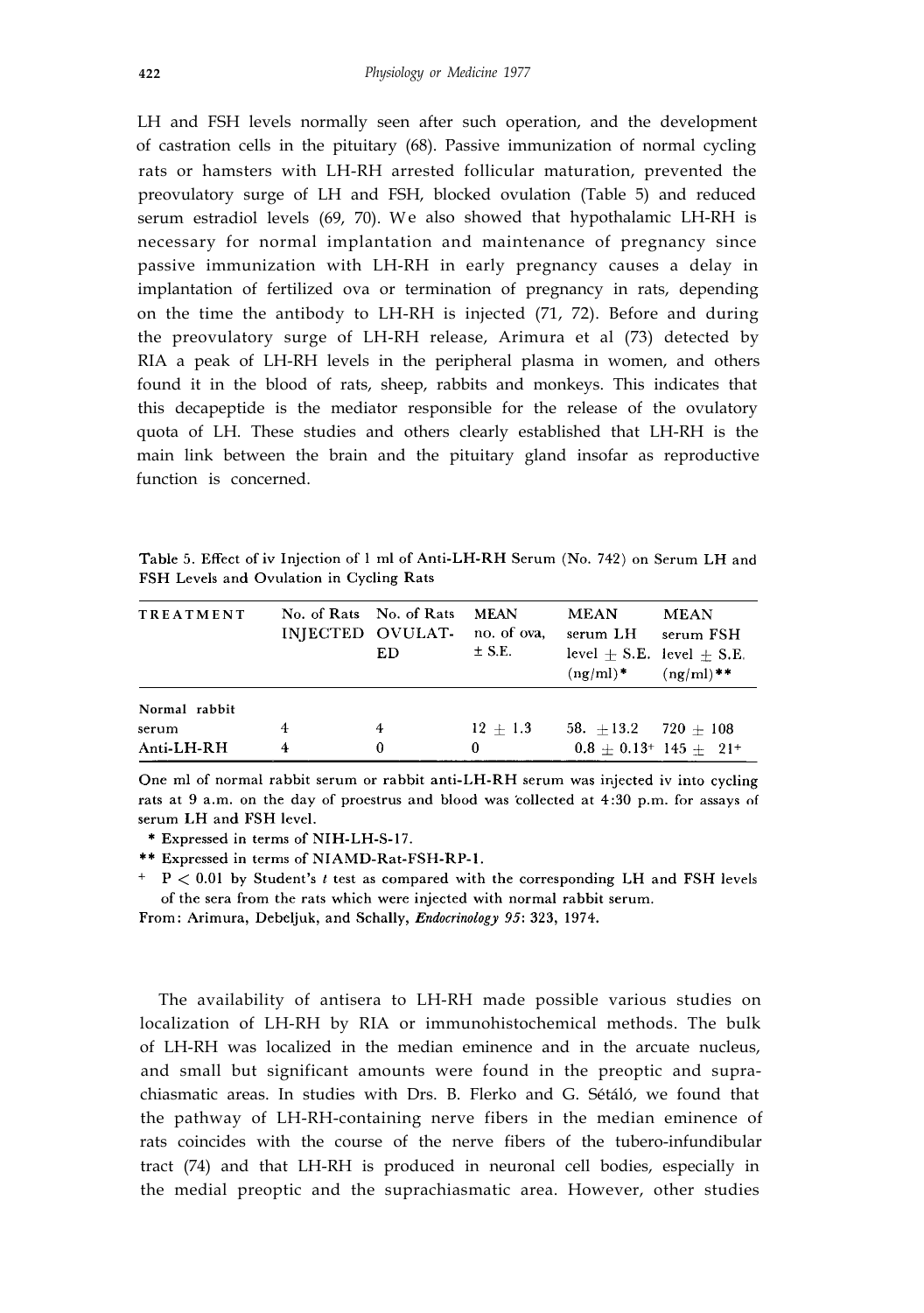LH and FSH levels normally seen after such operation, and the development of castration cells in the pituitary (68). Passive immunization of normal cycling rats or hamsters with LH-RH arrested follicular maturation, prevented the preovulatory surge of LH and FSH, blocked ovulation (Table 5) and reduced serum estradiol levels (69, 70). We also showed that hypothalamic LH-RH is necessary for normal implantation and maintenance of pregnancy since passive immunization with LH-RH in early pregnancy causes a delay in implantation of fertilized ova or termination of pregnancy in rats, depending on the time the antibody to LH-RH is injected (71, 72). Before and during the preovulatory surge of LH-RH release, Arimura et al (73) detected by RIA a peak of LH-RH levels in the peripheral plasma in women, and others found it in the blood of rats, sheep, rabbits and monkeys. This indicates that this decapeptide is the mediator responsible for the release of the ovulatory quota of LH. These studies and others clearly established that LH-RH is the main link between the brain and the pituitary gland insofar as reproductive function is concerned.

Table 5. Effect of iv Injection of 1 ml of Anti-LH-RH Serum (No. 742) on Serum LH and FSH Levels and Ovulation in Cycling Rats

| TREATMENT | No. of Rats INJECTED | No. of Rats OVULATED | MEAN no. of ova, ± S.E. | MEAN serum LH level ± S.E. (ng/ml)* | MEAN serum FSH level ± S.E. (ng/ml)** |
|---|---|---|---|---|---|
| Normal rabbit serum | 4 | 4 | 12 ± 1.3 | 58. ± 13.2 | 720 ± 108 |
| Anti-LH-RH | 4 | 0 | 0 | 0.8 ± 0.13+ | 145 ± 21+ |

One ml of normal rabbit serum or rabbit anti-LH-RH serum was injected iv into cycling rats at 9 a.m. on the day of proestrus and blood was collected at 4:30 p.m. for assays of serum LH and FSH level.

\* Expressed in terms of NIH-LH-S-17.

** Expressed in terms of NIAMD-Rat-FSH-RP-1.

+ $P < 0.01$ by Student's $t$ test as compared with the corresponding LH and FSH levels of the sera from the rats which were injected with normal rabbit serum.

From: Arimura, Debeljuk, and Schally, *Endocrinology 95*: 323, 1974.

The availability of antisera to LH-RH made possible various studies on localization of LH-RH by RIA or immunohistochemical methods. The bulk of LH-RH was localized in the median eminence and in the arcuate nucleus, and small but significant amounts were found in the preoptic and suprachiasmatic areas. In studies with Drs. B. Flerko and G. Sétáló, we found that the pathway of LH-RH-containing nerve fibers in the median eminence of rats coincides with the course of the nerve fibers of the tubero-infundibular tract (74) and that LH-RH is produced in neuronal cell bodies, especially in the medial preoptic and the suprachiasmatic area. However, other studies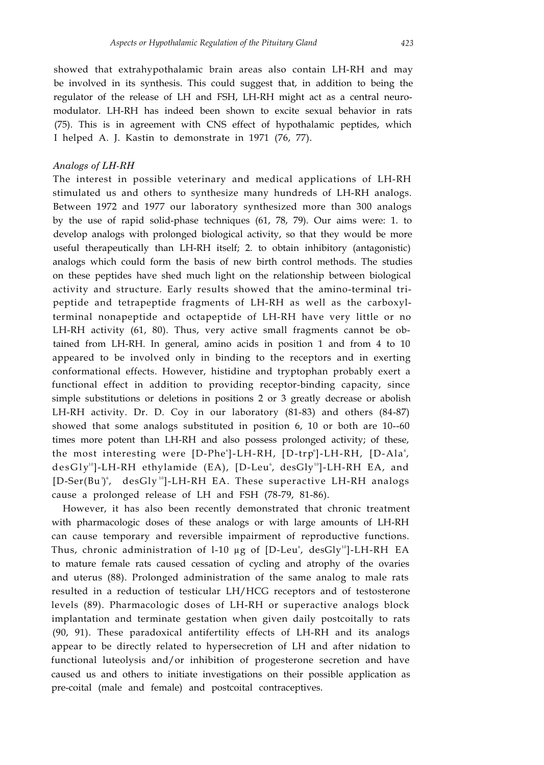showed that extrahypothalamic brain areas also contain LH-RH and may be involved in its synthesis. This could suggest that, in addition to being the regulator of the release of LH and FSH, LH-RH might act as a central neuromodulator. LH-RH has indeed been shown to excite sexual behavior in rats (75). This is in agreement with CNS effect of hypothalamic peptides, which I helped A. J. Kastin to demonstrate in 1971 (76, 77).

*Analogs of LH-RH*

The interest in possible veterinary and medical applications of LH-RH stimulated us and others to synthesize many hundreds of LH-RH analogs. Between 1972 and 1977 our laboratory synthesized more than 300 analogs by the use of rapid solid-phase techniques (61, 78, 79). Our aims were: 1. to develop analogs with prolonged biological activity, so that they would be more useful therapeutically than LH-RH itself; 2. to obtain inhibitory (antagonistic) analogs which could form the basis of new birth control methods. The studies on these peptides have shed much light on the relationship between biological activity and structure. Early results showed that the amino-terminal tripeptide and tetrapeptide fragments of LH-RH as well as the carboxyl-terminal nonapeptide and octapeptide of LH-RH have very little or no LH-RH activity (61, 80). Thus, very active small fragments cannot be obtained from LH-RH. In general, amino acids in position 1 and from 4 to 10 appeared to be involved only in binding to the receptors and in exerting conformational effects. However, histidine and tryptophan probably exert a functional effect in addition to providing receptor-binding capacity, since simple substitutions or deletions in positions 2 or 3 greatly decrease or abolish LH-RH activity. Dr. D. Coy in our laboratory (81-83) and others (84-87) showed that some analogs substituted in position 6, 10 or both are 10--60 times more potent than LH-RH and also possess prolonged activity; of these, the most interesting were [D-Phe$^{6}$]-LH-RH, [D-trp$^{6}$]-LH-RH, [D-Ala$^{6}$, desGly$^{10}$]-LH-RH ethylamide (EA), [D-Leu$^{6}$, desGly$^{10}$]-LH-RH EA, and [D-Ser(Bu$^{t}$)$^{6}$, desGly$^{10}$]-LH-RH EA. These superactive LH-RH analogs cause a prolonged release of LH and FSH (78-79, 81-86).

However, it has also been recently demonstrated that chronic treatment with pharmacologic doses of these analogs or with large amounts of LH-RH can cause temporary and reversible impairment of reproductive functions. Thus, chronic administration of l-10 µg of [D-Leu$^{6}$, desGly$^{10}$]-LH-RH EA to mature female rats caused cessation of cycling and atrophy of the ovaries and uterus (88). Prolonged administration of the same analog to male rats resulted in a reduction of testicular LH/HCG receptors and of testosterone levels (89). Pharmacologic doses of LH-RH or superactive analogs block implantation and terminate gestation when given daily postcoitally to rats (90, 91). These paradoxical antifertility effects of LH-RH and its analogs appear to be directly related to hypersecretion of LH and after nidation to functional luteolysis and/or inhibition of progesterone secretion and have caused us and others to initiate investigations on their possible application as pre-coital (male and female) and postcoital contraceptives.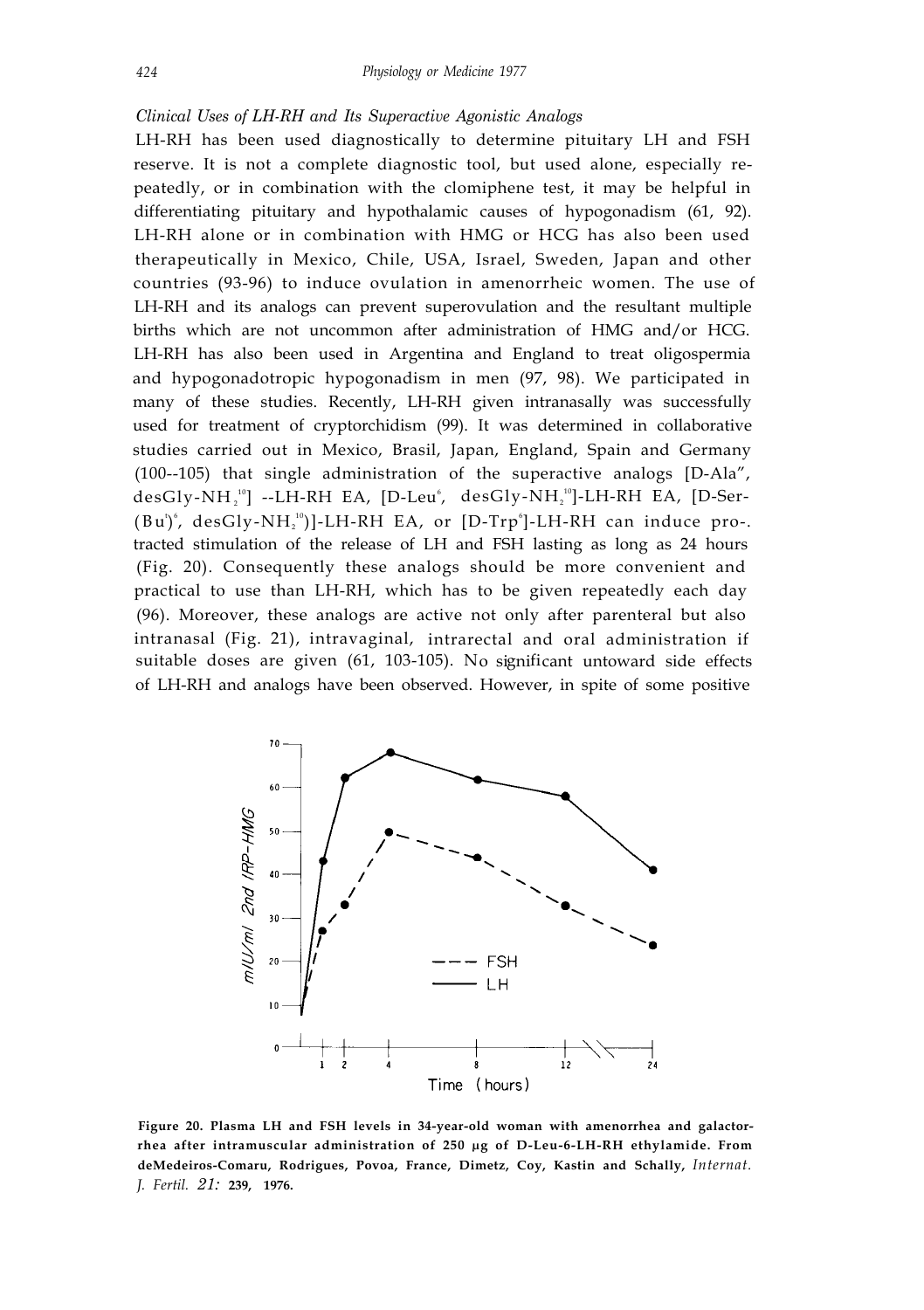*Clinical Uses of LH-RH and Its Superactive Agonistic Analogs*

LH-RH has been used diagnostically to determine pituitary LH and FSH reserve. It is not a complete diagnostic tool, but used alone, especially repeatedly, or in combination with the clomiphene test, it may be helpful in differentiating pituitary and hypothalamic causes of hypogonadism (61, 92). LH-RH alone or in combination with HMG or HCG has also been used therapeutically in Mexico, Chile, USA, Israel, Sweden, Japan and other countries (93-96) to induce ovulation in amenorrheic women. The use of LH-RH and its analogs can prevent superovulation and the resultant multiple births which are not uncommon after administration of HMG and/or HCG. LH-RH has also been used in Argentina and England to treat oligospermia and hypogonadotropic hypogonadism in men (97, 98). We participated in many of these studies. Recently, LH-RH given intranasally was successfully used for treatment of cryptorchidism (99). It was determined in collaborative studies carried out in Mexico, Brasil, Japan, England, Spain and Germany (100--105) that single administration of the superactive analogs [D-Ala$^6$, desGly-$NH_2^{10}$] --LH-RH EA, [D-Leu$^6$, desGly-$NH_2^{10}$]-LH-RH EA, [D-Ser-$(Bu^t)^6$, desGly-$NH_2^{10}$)]-LH-RH EA, or [D-Trp$^6$]-LH-RH can induce pro-. tracted stimulation of the release of LH and FSH lasting as long as 24 hours (Fig. 20). Consequently these analogs should be more convenient and practical to use than LH-RH, which has to be given repeatedly each day (96). Moreover, these analogs are active not only after parenteral but also intranasal (Fig. 21), intravaginal, intrarectal and oral administration if suitable doses are given (61, 103-105). No significant untoward side effects of LH-RH and analogs have been observed. However, in spite of some positive

**Figure 20. Plasma LH and FSH levels in 34-year-old woman with amenorrhea and galactorrhea after intramuscular administration of 250 µg of D-Leu-6-LH-RH ethylamide. From deMedeiros-Comaru, Rodrigues, Povoa, France, Dimetz, Coy, Kastin and Schally,** *Internat. J. Fertil.* *21:* **239, 1976.**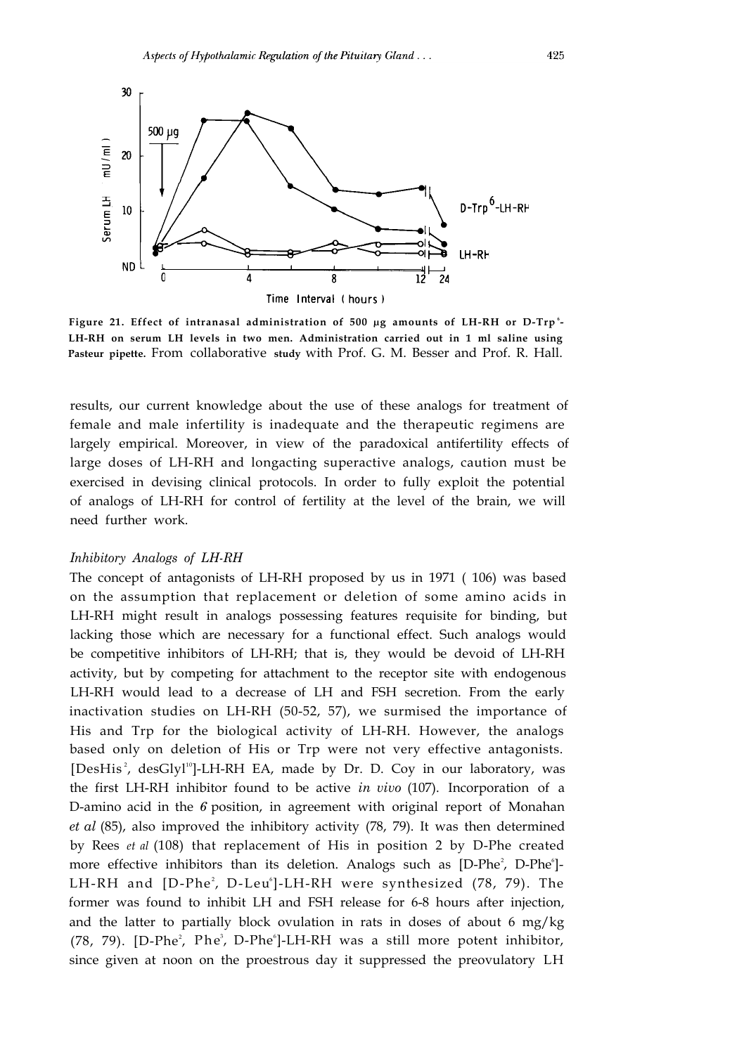Figure 21. Effect of intranasal administration of 500 μg amounts of LH-RH or D-Trp[6]-LH-RH on serum LH levels in two men. Administration carried out in 1 ml saline using Pasteur pipette. From collaborative study with Prof. G. M. Besser and Prof. R. Hall.

results, our current knowledge about the use of these analogs for treatment of female and male infertility is inadequate and the therapeutic regimens are largely empirical. Moreover, in view of the paradoxical antifertility effects of large doses of LH-RH and longacting superactive analogs, caution must be exercised in devising clinical protocols. In order to fully exploit the potential of analogs of LH-RH for control of fertility at the level of the brain, we will need further work.

### *Inhibitory Analogs of LH-RH*

The concept of antagonists of LH-RH proposed by us in 1971 ( 106) was based on the assumption that replacement or deletion of some amino acids in LH-RH might result in analogs possessing features requisite for binding, but lacking those which are necessary for a functional effect. Such analogs would be competitive inhibitors of LH-RH; that is, they would be devoid of LH-RH activity, but by competing for attachment to the receptor site with endogenous LH-RH would lead to a decrease of LH and FSH secretion. From the early inactivation studies on LH-RH (50-52, 57), we surmised the importance of His and Trp for the biological activity of LH-RH. However, the analogs based only on deletion of His or Trp were not very effective antagonists. [DesHis[2], desGlyl[10]]-LH-RH EA, made by Dr. D. Coy in our laboratory, was the first LH-RH inhibitor found to be active *in vivo* (107). Incorporation of a D-amino acid in the *6* position, in agreement with original report of Monahan *et al* (85), also improved the inhibitory activity (78, 79). It was then determined by Rees *et al* (108) that replacement of His in position 2 by D-Phe created more effective inhibitors than its deletion. Analogs such as [D-Phe[2], D-Phe[6]]-LH-RH and [D-Phe[2], D-Leu[6]]-LH-RH were synthesized (78, 79). The former was found to inhibit LH and FSH release for 6-8 hours after injection, and the latter to partially block ovulation in rats in doses of about 6 mg/kg (78, 79). [D-Phe[2], Phe[3], D-Phe[6]]-LH-RH was a still more potent inhibitor, since given at noon on the proestrous day it suppressed the preovulatory LH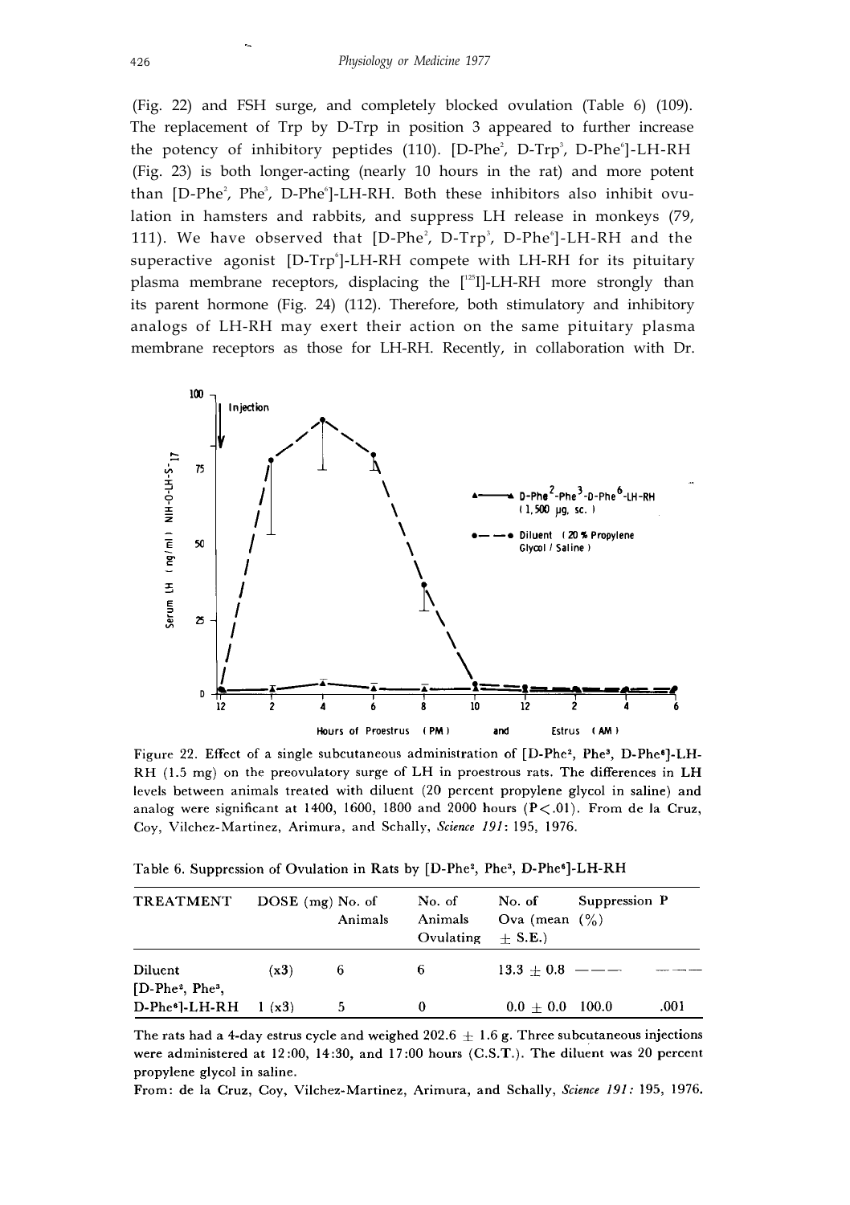(Fig. 22) and FSH surge, and completely blocked ovulation (Table 6) (109). The replacement of Trp by D-Trp in position 3 appeared to further increase the potency of inhibitory peptides (110). [D-Phe$^2$, D-Trp$^3$, D-Phe$^6$]-LH-RH (Fig. 23) is both longer-acting (nearly 10 hours in the rat) and more potent than [D-Phe$^2$, Phe$^3$, D-Phe$^6$]-LH-RH. Both these inhibitors also inhibit ovulation in hamsters and rabbits, and suppress LH release in monkeys (79, 111). We have observed that [D-Phe$^2$, D-Trp$^3$, D-Phe$^6$]-LH-RH and the superactive agonist [D-Trp$^6$]-LH-RH compete with LH-RH for its pituitary plasma membrane receptors, displacing the [$^{125}$I]-LH-RH more strongly than its parent hormone (Fig. 24) (112). Therefore, both stimulatory and inhibitory analogs of LH-RH may exert their action on the same pituitary plasma membrane receptors as those for LH-RH. Recently, in collaboration with Dr.

Figure 22. Effect of a single subcutaneous administration of [D-Phe$^2$, Phe$^3$, D-Phe$^6$]-LH-RH (1.5 mg) on the preovulatory surge of LH in proestrous rats. The differences in LH levels between animals treated with diluent (20 percent propylene glycol in saline) and analog were significant at 1400, 1600, 1800 and 2000 hours ($P < .01$). From de la Cruz, Coy, Vilchez-Martinez, Arimura, and Schally, *Science 191*: 195, 1976.

Table 6. Suppression of Ovulation in Rats by [D-Phe$^2$, Phe$^3$, D-Phe$^6$]-LH-RH

| TREATMENT | DOSE (mg) | No. of Animals | No. of Animals Ovulating | No. of Ova (mean ± S.E.) | Suppression (%) | P |
|---|---|---|---|---|---|---|
| Diluent | (x3) | 6 | 6 | 13.3 ± 0.8 | ——— | ——— |
| [D-Phe$^2$, Phe$^3$, D-Phe$^6$]-LH-RH | 1 (x3) | 5 | 0 | 0.0 ± 0.0 | 100.0 | .001 |

The rats had a 4-day estrus cycle and weighed 202.6 ± 1.6 g. Three subcutaneous injections were administered at 12:00, 14:30, and 17:00 hours (C.S.T.). The diluent was 20 percent propylene glycol in saline.

From: de la Cruz, Coy, Vilchez-Martinez, Arimura, and Schally, *Science 191*: 195, 1976.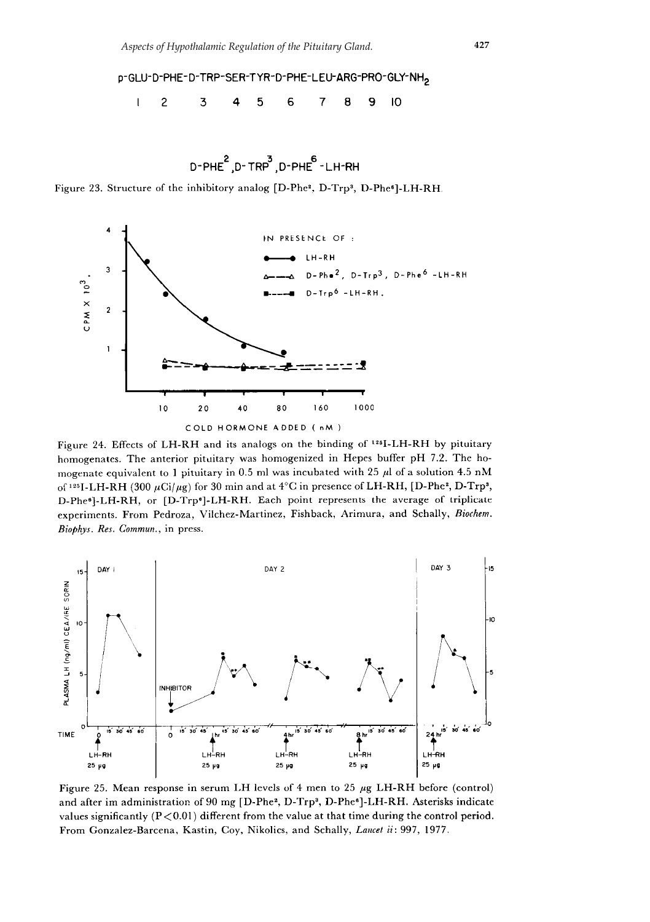p-GLU-D-PHE-D-TRP-SER-TYR-D-PHE-LEU-ARG-PRO-GLY-$NH_2$

1 2 3 4 5 6 7 8 9 10

D-PHE[2],D-TRP[3],D-PHE[6]-LH-RH

Figure 23. Structure of the inhibitory analog [D-Phe[2], D-Trp[3], D-Phe[6]]-LH-RH.

Figure 24. Effects of LH-RH and its analogs on the binding of $^{125}$I-LH-RH by pituitary homogenates. The anterior pituitary was homogenized in Hepes buffer pH 7.2. The homogenate equivalent to 1 pituitary in 0.5 ml was incubated with 25 $\mu$l of a solution 4.5 nM of $^{125}$I-LH-RH (300 $\mu$Ci/$\mu$g) for 30 min and at 4°C in presence of LH-RH, [D-Phe[2], D-Trp[3], D-Phe[6]]-LH-RH, or [D-Trp[6]]-LH-RH. Each point represents the average of triplicate experiments. From Pedroza, Vilchez-Martinez, Fishback, Arimura, and Schally, *Biochem. Biophys. Res. Commun.*, in press.

Figure 25. Mean response in serum LH levels of 4 men to 25 $\mu$g LH-RH before (control) and after im administration of 90 mg [D-Phe[2], D-Trp[3], D-Phe[6]]-LH-RH. Asterisks indicate values significantly ($P<0.01$) different from the value at that time during the control period. From Gonzalez-Barcena, Kastin, Coy, Nikolics, and Schally, *Lancet ii*: 997, 1977.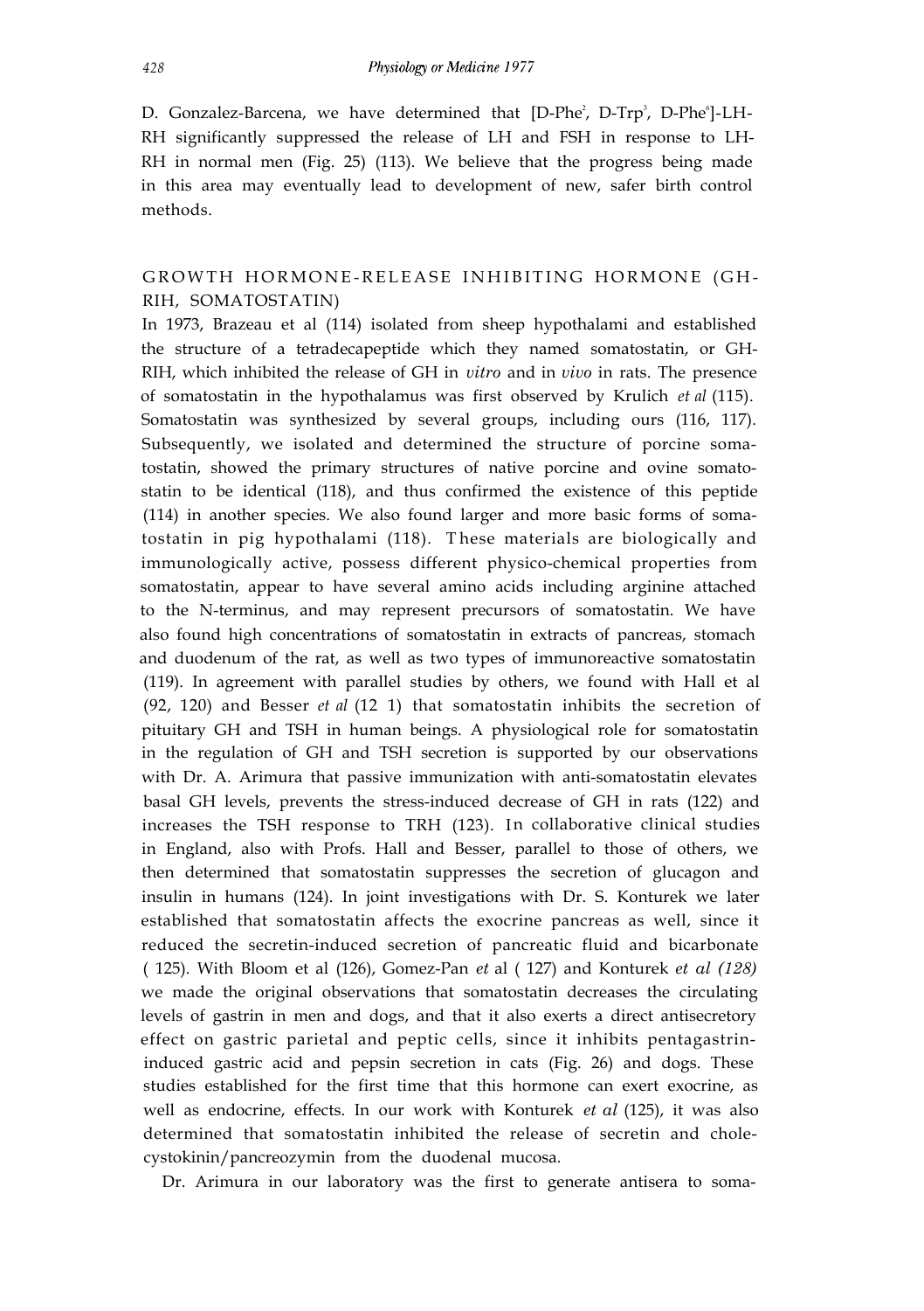D. Gonzalez-Barcena, we have determined that [D-Phe$^{2}$, D-Trp$^{3}$, D-Phe$^{6}$]-LH-RH significantly suppressed the release of LH and FSH in response to LH-RH in normal men (Fig. 25) (113). We believe that the progress being made in this area may eventually lead to development of new, safer birth control methods.

## GROWTH HORMONE-RELEASE INHIBITING HORMONE (GH-RIH, SOMATOSTATIN)

In 1973, Brazeau et al (114) isolated from sheep hypothalami and established the structure of a tetradecapeptide which they named somatostatin, or GH-RIH, which inhibited the release of GH in *vitro* and in *vivo* in rats. The presence of somatostatin in the hypothalamus was first observed by Krulich *et al* (115). Somatostatin was synthesized by several groups, including ours (116, 117). Subsequently, we isolated and determined the structure of porcine somatostatin, showed the primary structures of native porcine and ovine somatostatin to be identical (118), and thus confirmed the existence of this peptide (114) in another species. We also found larger and more basic forms of somatostatin in pig hypothalami (118). These materials are biologically and immunologically active, possess different physico-chemical properties from somatostatin, appear to have several amino acids including arginine attached to the N-terminus, and may represent precursors of somatostatin. We have also found high concentrations of somatostatin in extracts of pancreas, stomach and duodenum of the rat, as well as two types of immunoreactive somatostatin (119). In agreement with parallel studies by others, we found with Hall et al (92, 120) and Besser *et al* (121) that somatostatin inhibits the secretion of pituitary GH and TSH in human beings. A physiological role for somatostatin in the regulation of GH and TSH secretion is supported by our observations with Dr. A. Arimura that passive immunization with anti-somatostatin elevates basal GH levels, prevents the stress-induced decrease of GH in rats (122) and increases the TSH response to TRH (123). In collaborative clinical studies in England, also with Profs. Hall and Besser, parallel to those of others, we then determined that somatostatin suppresses the secretion of glucagon and insulin in humans (124). In joint investigations with Dr. S. Konturek we later established that somatostatin affects the exocrine pancreas as well, since it reduced the secretin-induced secretion of pancreatic fluid and bicarbonate (125). With Bloom et al (126), Gomez-Pan *et* al (127) and Konturek *et al (128)* we made the original observations that somatostatin decreases the circulating levels of gastrin in men and dogs, and that it also exerts a direct antisecretory effect on gastric parietal and peptic cells, since it inhibits pentagastrin-induced gastric acid and pepsin secretion in cats (Fig. 26) and dogs. These studies established for the first time that this hormone can exert exocrine, as well as endocrine, effects. In our work with Konturek *et al* (125), it was also determined that somatostatin inhibited the release of secretin and cholecystokinin/pancreozymin from the duodenal mucosa.

Dr. Arimura in our laboratory was the first to generate antisera to soma-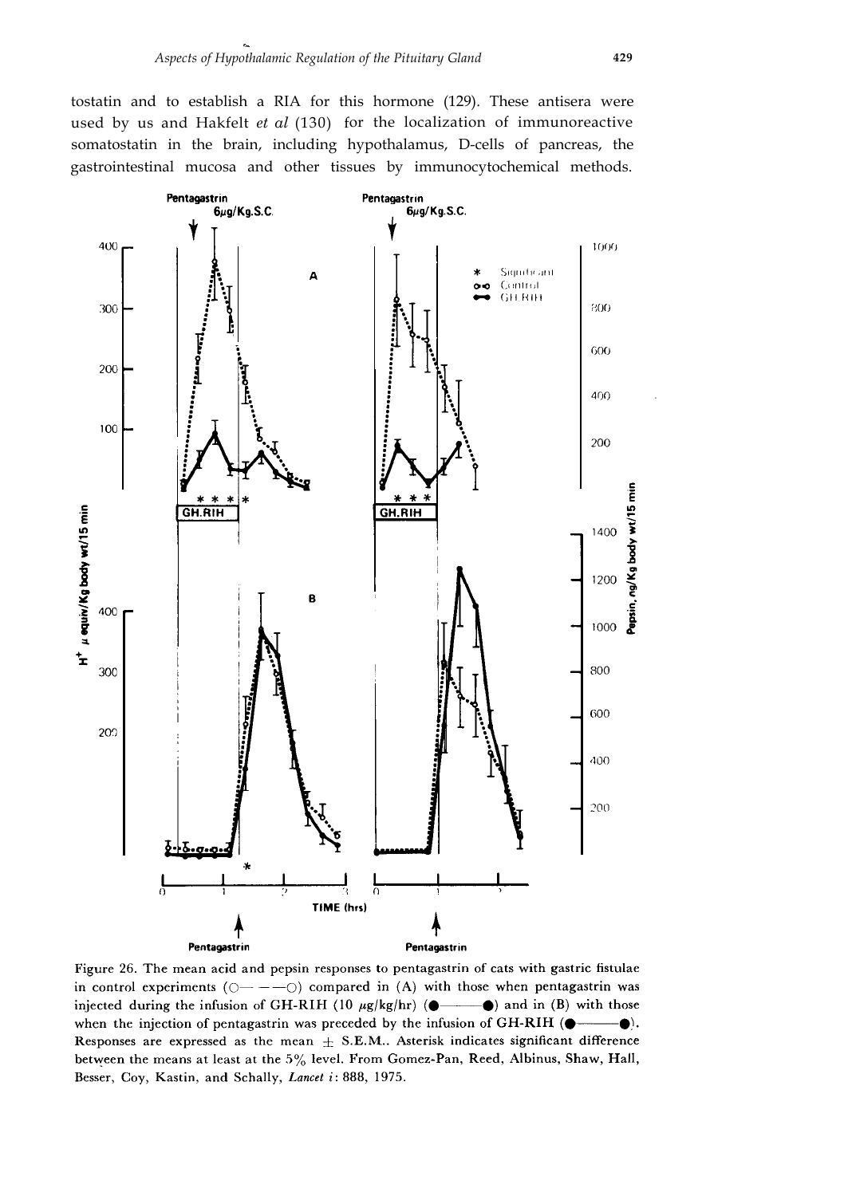tostatin and to establish a RIA for this hormone (129). These antisera were used by us and Hakfelt *et al* (130) for the localization of immunoreactive somatostatin in the brain, including hypothalamus, D-cells of pancreas, the gastrointestinal mucosa and other tissues by immunocytochemical methods.

Figure 26. The mean acid and pepsin responses to pentagastrin of cats with gastric fistulae in control experiments (○— —○) compared in (A) with those when pentagastrin was injected during the infusion of GH-RIH (10 μg/kg/hr) (●——●) and in (B) with those when the injection of pentagastrin was preceded by the infusion of GH-RIH (●——●). Responses are expressed as the mean ± S.E.M.. Asterisk indicates significant difference between the means at least at the 5% level. From Gomez-Pan, Reed, Albinus, Shaw, Hall, Besser, Coy, Kastin, and Schally, *Lancet i*: 888, 1975.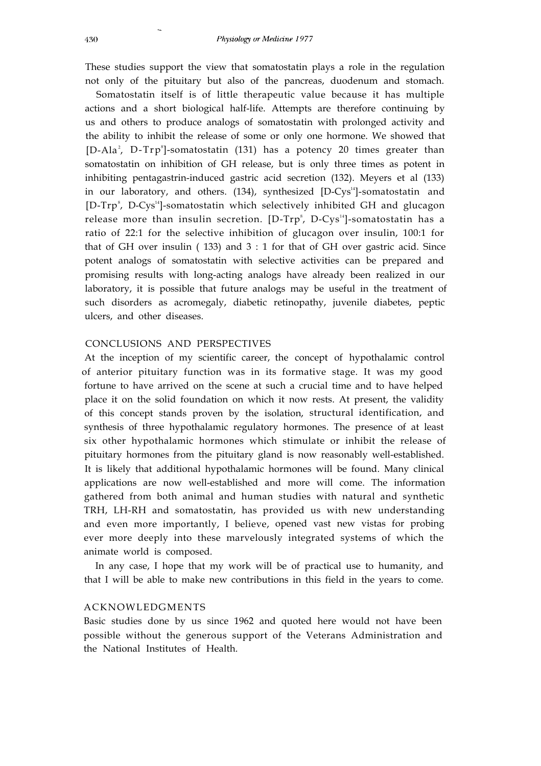These studies support the view that somatostatin plays a role in the regulation not only of the pituitary but also of the pancreas, duodenum and stomach.

Somatostatin itself is of little therapeutic value because it has multiple actions and a short biological half-life. Attempts are therefore continuing by us and others to produce analogs of somatostatin with prolonged activity and the ability to inhibit the release of some or only one hormone. We showed that [D-Ala$^{2}$, D-Trp$^{8}$]-somatostatin (131) has a potency 20 times greater than somatostatin on inhibition of GH release, but is only three times as potent in inhibiting pentagastrin-induced gastric acid secretion (132). Meyers et al (133) in our laboratory, and others. (134), synthesized [D-Cys$^{14}$]-somatostatin and [D-Trp$^{8}$, D-Cys$^{14}$]-somatostatin which selectively inhibited GH and glucagon release more than insulin secretion. [D-Trp$^{8}$, D-Cys$^{14}$]-somatostatin has a ratio of 22:1 for the selective inhibition of glucagon over insulin, 100:1 for that of GH over insulin ( 133) and 3 : 1 for that of GH over gastric acid. Since potent analogs of somatostatin with selective activities can be prepared and promising results with long-acting analogs have already been realized in our laboratory, it is possible that future analogs may be useful in the treatment of such disorders as acromegaly, diabetic retinopathy, juvenile diabetes, peptic ulcers, and other diseases.

## CONCLUSIONS AND PERSPECTIVES

At the inception of my scientific career, the concept of hypothalamic control of anterior pituitary function was in its formative stage. It was my good fortune to have arrived on the scene at such a crucial time and to have helped place it on the solid foundation on which it now rests. At present, the validity of this concept stands proven by the isolation, structural identification, and synthesis of three hypothalamic regulatory hormones. The presence of at least six other hypothalamic hormones which stimulate or inhibit the release of pituitary hormones from the pituitary gland is now reasonably well-established. It is likely that additional hypothalamic hormones will be found. Many clinical applications are now well-established and more will come. The information gathered from both animal and human studies with natural and synthetic TRH, LH-RH and somatostatin, has provided us with new understanding and even more importantly, I believe, opened vast new vistas for probing ever more deeply into these marvelously integrated systems of which the animate world is composed.

In any case, I hope that my work will be of practical use to humanity, and that I will be able to make new contributions in this field in the years to come.

## ACKNOWLEDGMENTS

Basic studies done by us since 1962 and quoted here would not have been possible without the generous support of the Veterans Administration and the National Institutes of Health.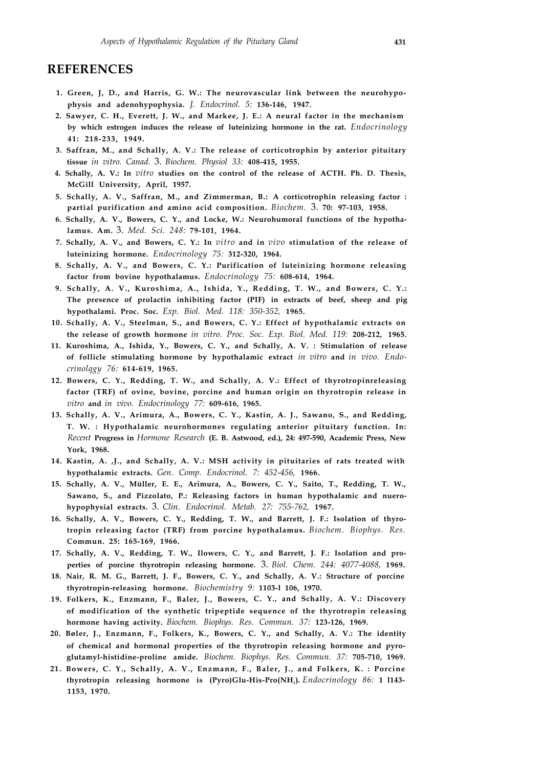# REFERENCES

1. Green, J, D., and Harris, G. W.: The neurovascular link between the neurohypophysis and adenohypophysia. *J. Endocrinol. 5:* 136-146, 1947.
2. Sawyer, C. H., Everett, J. W., and Markee, J. E.: A neural factor in the mechanism by which estrogen induces the release of luteinizing hormone in the rat. *Endocrinology* 41: 218-233, 1949.
3. Saffran, M., and Schally, A. V.: The release of corticotrophin by anterior pituitary tissue *in vitro. Canad.* 3. *Biochem. Physiol 33:* 408-415, 1955.
4. Schally, A. V.: In *vitro* studies on the control of the release of ACTH. Ph. D. Thesis, McGill University, April, 1957.
5. Schally, A. V., Saffran, M., and Zimmerman, B.: A corticotrophin releasing factor : partial purification and amino acid composition. *Biochem.* 3. 70: 97-103, 1958.
6. Schally, A. V., Bowers, C. Y., and Locke, W.: Neurohumoral functions of the hypothalamus. Am. 3. *Med. Sci. 248:* 79-101, 1964.
7. Schally, A. V., and Bowers, C. Y.: In *vitro* and in *vivo* stimulation of the release of luteinizing hormone. *Endocrinology 75:* 312-320, 1964.
8. Schally, A. V., and Bowers, C. Y.: Purification of luteinizing hormone releasing factor from bovine hypothalamus. *Endocrinology 75:* 608-614, 1964.
9. Schally, A. V., Kuroshima, A., Ishida, Y., Redding, T. W., and Bowers, C. Y.: The presence of prolactin inhibiting factor (PIF) in extracts of beef, sheep and pig hypothalami. Proc. Soc. *Exp. Biol. Med. 118: 350-352,* 1965.
10. Schally, A. V., Steelman, S., and Bowers, C. Y.: Effect of hypothalamic extracts on the release of growth hormone *in vitro. Proc. Soc. Exp. Biol. Med. 119:* 208-212, 1965.
11. Kuroshima, A., Ishida, Y., Bowers, C. Y., and Schally, A. V. : Stimulation of release of follicle stimulating hormone by hypothalamic extract *in vitro* and *in vivo. Endocrinolqgy 76:* 614-619, 1965.
12. Bowers, C. Y., Redding, T. W., and Schally, A. V.: Effect of thyrotropinreleasing factor (TRF) of ovine, bovine, porcine and human origin on thyrotropin release in *vitro* and *in vivo. Endocrinology 77:* 609-616, 1965.
13. Schally, A. V., Arimura, A., Bowers, C. Y., Kastin, A. J., Sawano, S., and Redding, T. W. : Hypothalamic neurohormones regulating anterior pituitary function. In: *Recent* Progress in *Hormone Research* (E. B. Astwood, ed.), 24: 497-590, Academic Press, New York, 1968.
14. Kastin, A. ,J., and Schally, A. V.: MSH activity in pituitaries of rats treated with hypothalamic extracts. *Gen. Comp. Endocrinol. 7: 452-456,* 1966.
15. Schally, A. V., Müller, E. E., Arimura, A., Bowers, C. Y., Saito, T., Redding, T. W., Sawano, S., and Pizzolato, P.: Releasing factors in human hypothalamic and nuerohypophysial extracts. 3. *Clin. Endocrinol. Metab. 27: 755-762,* 1967.
16. Schally, A. V., Bowers, C. Y., Redding, T. W., and Barrett, J. F.: Isolation of thyrotropin releasing factor (TRF) from porcine hypothalamus. *Biochem. Biophys. Res.* Commun. 25: 165-169, 1966.
17. Schally, A. V., Redding, T. W., Ilowers, C. Y., and Barrett, J. F.: Isolation and properties of porcine thyrotropin releasing hormone. 3. *Biol. Chem. 244: 4077-4088,* 1969.
18. Nair, R. M. G., Barrett, J. F., Bowers, C. Y., and Schally, A. V.: Structure of porcine thyrotropin-releasing hormone. *Biochemistry 9:* 1103-l 106, 1970.
19. Folkers, K., Enzmann, F., Baler, J., Bowers, C. Y., and Schally, A. V.: Discovery of modification of the synthetic tripeptide sequence of the thyrotropin releasing hormone having activity. *Biochem. Biophys. Res. Commun. 37:* 123-126, 1969.
20. Bøler, J., Enzmann, F., Folkers, K., Bowers, C. Y., and Schally, A. V.: The identity of chemical and hormonal properties of the thyrotropin releasing hormone and pyroglutamyl-histidine-proline amide. *Biochem. Biophys. Res. Commun. 37:* 705-710, 1969.
21. Bowers, C. Y., Schally, A. V., Enzmann, F., Baler, J., and Folkers, K. : Porcine thyrotropin releasing hormone is (Pyro)Glu-His-Pro($NH_2$). *Endocrinology 86:* 1 l143-1153, 1970.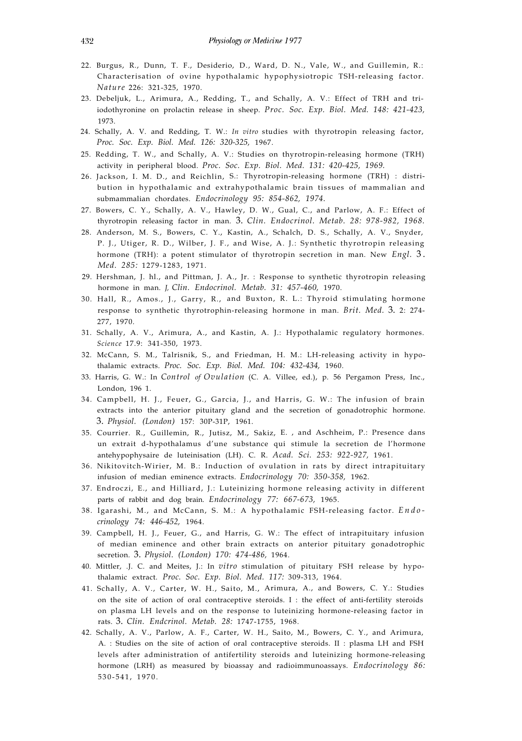22. Burgus, R., Dunn, T. F., Desiderio, D., Ward, D. N., Vale, W., and Guillemin, R.: Characterisation of ovine hypothalamic hypophysiotropic TSH-releasing factor. *Nature* 226: 321-325, 1970.
23. Debeljuk, L., Arimura, A., Redding, T., and Schally, A. V.: Effect of TRH and triiodothyronine on prolactin release in sheep. *Proc. Soc. Exp. Biol. Med. 148: 421-423,* 1973.
24. Schally, A. V. and Redding, T. W.: *In vitro* studies with thyrotropin releasing factor, *Proc. Soc. Exp. Biol. Med. 126: 320-325,* 1967.
25. Redding, T. W., and Schally, A. V.: Studies on thyrotropin-releasing hormone (TRH) activity in peripheral blood. *Proc. Soc. Exp. Biol. Med. 131: 420-425, 1969.*
26. Jackson, I. M. D., and Reichlin, S.: Thyrotropin-releasing hormone (TRH) : distribution in hypothalamic and extrahypothalamic brain tissues of mammalian and submammalian chordates. *Endocrinology 95: 854-862, 1974.*
27. Bowers, C. Y., Schally, A. V., Hawley, D. W., Gual, C., and Parlow, A. F.: Effect of thyrotropin releasing factor in man. 3. *Clin. Endocrinol. Metab. 28: 978-982, 1968.*
28. Anderson, M. S., Bowers, C. Y., Kastin, A., Schalch, D. S., Schally, A. V., Snyder, P. J., Utiger, R. D., Wilber, J. F., and Wise, A. J.: Synthetic thyrotropin releasing hormone (TRH): a potent stimulator of thyrotropin secretion in man. New *Engl.* 3. *Med. 285:* 1279-1283, 1971.
29. Hershman, J. hl., and Pittman, J. A., Jr. : Response to synthetic thyrotropin releasing hormone in man. *J, Clin. Endocrinol. Metab. 31: 457-460,* 1970.
30. Hall, R., Amos., J., Garry, R., and Buxton, R. L.: Thyroid stimulating hormone response to synthetic thyrotrophin-releasing hormone in man. *Brit. Med.* 3. 2: 274-277, 1970.
31. Schally, A. V., Arimura, A., and Kastin, A. J.: Hypothalamic regulatory hormones. *Science* 17.9: 341-350, 1973.
32. McCann, S. M., Talrisnik, S., and Friedman, H. M.: LH-releasing activity in hypothalamic extracts. *Proc. Soc. Exp. Biol. Med. 104: 432-434,* 1960.
33. Harris, G. W.: In *Control of Ovulation* (C. A. Villee, ed.), p. 56 Pergamon Press, Inc., London, 196 1.
34. Campbell, H. J., Feuer, G., Garcia, J., and Harris, G. W.: The infusion of brain extracts into the anterior pituitary gland and the secretion of gonadotrophic hormone. 3. *Physiol. (London)* 157: 30P-31P, 1961.
35. Courrier. R., Guillemin, R., Jutisz, M., Sakiz, E. , and Aschheim, P.: Presence dans un extrait d-hypothalamus d'une substance qui stimule la secretion de l'hormone antehypophysaire de luteinisation (LH). C. R. *Acad. Sci. 253: 922-927,* 1961.
36. Nikitovitch-Wirier, M. B.: Induction of ovulation in rats by direct intrapituitary infusion of median eminence extracts. *Endocrinology 70: 350-358,* 1962.
37. Endroczi, E., and Hilliard, J.: Luteinizing hormone releasing activity in different parts of rabbit and dog brain. *Endocrinology 77: 667-673,* 1965.
38. Igarashi, M., and McCann, S. M.: A hypothalamic FSH-releasing factor. *Endocrinology 74: 446-452,* 1964.
39. Campbell, H. J., Feuer, G., and Harris, G. W.: The effect of intrapituitary infusion of median eminence and other brain extracts on anterior pituitary gonadotrophic secretion. 3. *Physiol. (London) 170: 474-486,* 1964.
40. Mittler, .J. C. and Meites, J.: In *vitro* stimulation of pituitary FSH release by hypothalamic extract. *Proc. Soc. Exp. Biol. Med. 117:* 309-313, 1964.
41. Schally, A. V., Carter, W. H., Saito, M., Arimura, A., and Bowers, C. Y.: Studies on the site of action of oral contraceptive steroids. I : the effect of anti-fertility steroids on plasma LH levels and on the response to luteinizing hormone-releasing factor in rats. 3. *Clin. Endcrinol. Metab. 28:* 1747-1755, 1968.
42. Schally, A. V., Parlow, A. F., Carter, W. H., Saito, M., Bowers, C. Y., and Arimura, A. : Studies on the site of action of oral contraceptive steroids. II : plasma LH and FSH levels after administration of antifertility steroids and luteinizing hormone-releasing hormone (LRH) as measured by bioassay and radioimmunoassays. *Endocrinology 86:* 530-541, 1970.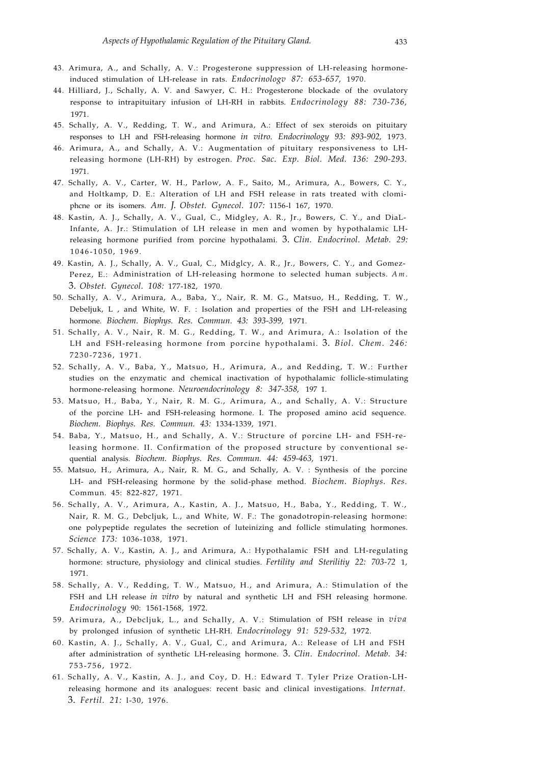43. Arimura, A., and Schally, A. V.: Progesterone suppression of LH-releasing hormone-induced stimulation of LH-release in rats. *Endocrinologv 87: 653-657,* 1970.
44. Hilliard, J., Schally, A. V. and Sawyer, C. H.: Progesterone blockade of the ovulatory response to intrapituitary infusion of LH-RH in rabbits. *Endocrinology 88: 730-736,* 1971.
45. Schally, A. V., Redding, T. W., and Arimura, A.: Effect of sex steroids on pituitary responses to LH and FSH-releasing hormone *in vitro. Endocrinology 93: 893-902,* 1973.
46. Arimura, A., and Schally, A. V.: Augmentation of pituitary responsiveness to LH-releasing hormone (LH-RH) by estrogen. *Proc. Sac. Exp. Biol. Med. 136: 290-293.* 1971.
47. Schally, A. V., Carter, W. H., Parlow, A. F., Saito, M., Arimura, A., Bowers, C. Y., and Holtkamp, D. E.: Alteration of LH and FSH release in rats treated with clomiphcne or its isomers. *Am. J. Obstet. Gynecol. 107:* 1156-l 167, 1970.
48. Kastin, A. J., Schally, A. V., Gual, C., Midgley, A. R., Jr., Bowers, C. Y., and DiaL-Infante, A. Jr.: Stimulation of LH release in men and women by hypothalamic LH-releasing hormone purified from porcine hypothalami. 3. *Clin. Endocrinol. Metab. 29:* 1046-1050, 1969.
49. Kastin, A. J., Schally, A. V., Gual, C., Midglcy, A. R., Jr., Bowers, C. Y., and Gomez-Perez, E.: Administration of LH-releasing hormone to selected human subjects. *Am.* 3. *Obstet. Gynecol. 108:* 177-182, 1970.
50. Schally, A. V., Arimura, A., Baba, Y., Nair, R. M. G., Matsuo, H., Redding, T. W., Debeljuk, L , and White, W. F. : Isolation and properties of the FSH and LH-releasing hormone. *Biochem. Biophys. Res. Commun. 43: 393-399,* 1971.
51. Schally, A. V., Nair, R. M. G., Redding, T. W., and Arimura, A.: Isolation of the LH and FSH-releasing hormone from porcine hypothalami. 3. *Biol. Chem. 246:* 7230-7236, 1971.
52. Schally, A. V., Baba, Y., Matsuo, H., Arimura, A., and Redding, T. W.: Further studies on the enzymatic and chemical inactivation of hypothalamic follicle-stimulating hormone-releasing hormone. *Neuroendocrinology 8: 347-358,* 197 1.
53. Matsuo, H., Baba, Y., Nair, R. M. G., Arimura, A., and Schally, A. V.: Structure of the porcine LH- and FSH-releasing hormone. I. The proposed amino acid sequence. *Biochem. Biophys. Res. Commun. 43:* 1334-1339, 1971.
54. Baba, Y., Matsuo, H., and Schally, A. V.: Structure of porcine LH- and FSH-releasing hormone. II. Confirmation of the proposed structure by conventional sequential analysis. *Biochem. Biophys. Res. Commun. 44: 459-463,* 1971.
55. Matsuo, H., Arimura, A., Nair, R. M. G., and Schally, A. V. : Synthesis of the porcine LH- and FSH-releasing hormone by the solid-phase method. *Biochem. Biophys. Res.* Commun. 45: 822-827, 1971.
56. Schally, A. V., Arimura, A., Kastin, A. J., Matsuo, H., Baba, Y., Redding, T. W., Nair, R. M. G., Debcljuk, L., and White, W. F.: The gonadotropin-releasing hormone: one polypeptide regulates the secretion of luteinizing and follicle stimulating hormones. *Science 173:* 1036-1038, 1971.
57. Schally, A. V., Kastin, A. J., and Arimura, A.: Hypothalamic FSH and LH-regulating hormone: structure, physiology and clinical studies. *Fertility and Sterilitiy 22: 703-72* 1, 1971.
58. Schally, A. V., Redding, T. W., Matsuo, H., and Arimura, A.: Stimulation of the FSH and LH release *in vitro* by natural and synthetic LH and FSH releasing hormone. *Endocrinology* 90: 1561-1568, 1972.
59. Arimura, A., Debcljuk, L., and Schally, A. V.: Stimulation of FSH release in *viva* by prolonged infusion of synthetic LH-RH. *Endocrinology 91: 529-532,* 1972.
60. Kastin, A. J., Schally, A. V., Gual, C., and Arimura, A.: Release of LH and FSH after administration of synthetic LH-releasing hormone. 3. *Clin. Endocrinol. Metab. 34:* 753-756, 1972.
61. Schally, A. V., Kastin, A. J., and Coy, D. H.: Edward T. Tyler Prize Oration-LH-releasing hormone and its analogues: recent basic and clinical investigations. *Internat.* 3. *Fertil. 21:* l-30, 1976.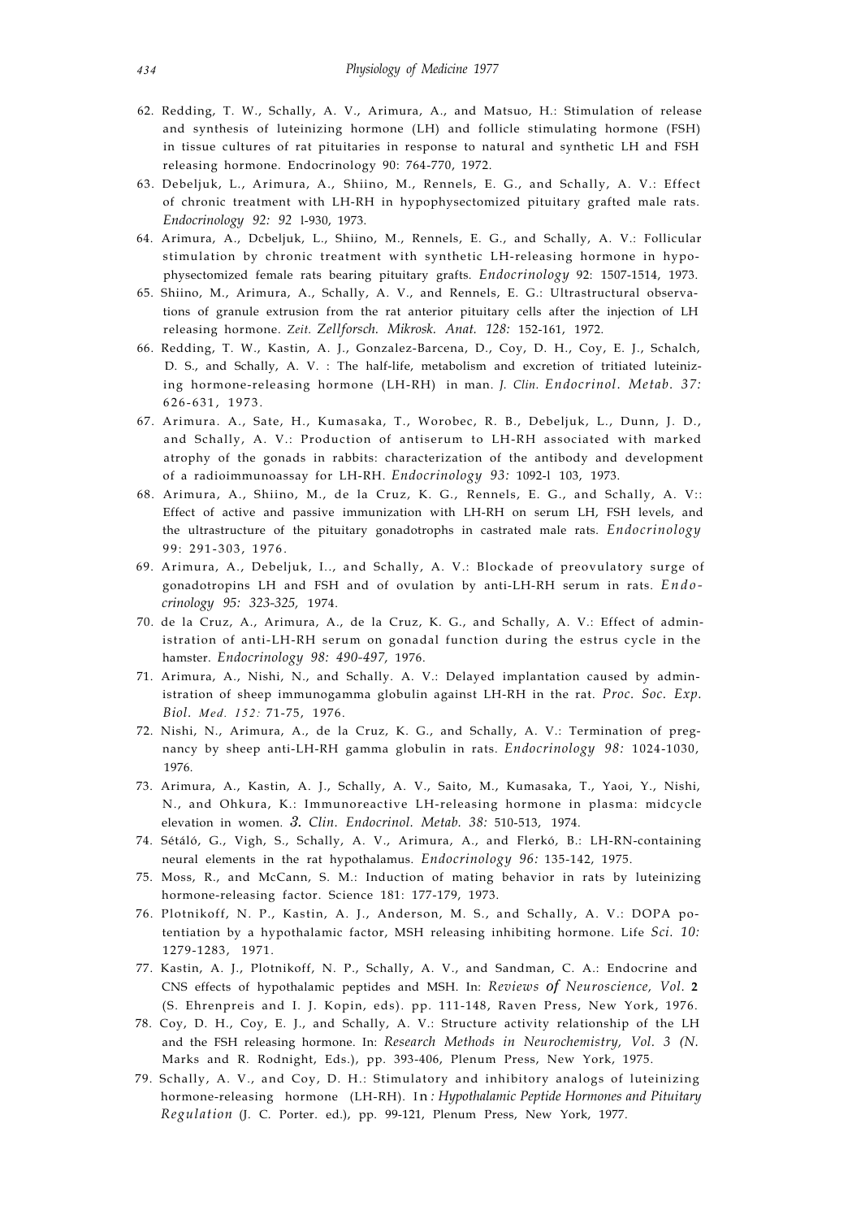62. Redding, T. W., Schally, A. V., Arimura, A., and Matsuo, H.: Stimulation of release and synthesis of luteinizing hormone (LH) and follicle stimulating hormone (FSH) in tissue cultures of rat pituitaries in response to natural and synthetic LH and FSH releasing hormone. Endocrinology 90: 764-770, 1972.
63. Debeljuk, L., Arimura, A., Shiino, M., Rennels, E. G., and Schally, A. V.: Effect of chronic treatment with LH-RH in hypophysectomized pituitary grafted male rats. *Endocrinology 92: 92* 1-930, 1973.
64. Arimura, A., Dcbeljuk, L., Shiino, M., Rennels, E. G., and Schally, A. V.: Follicular stimulation by chronic treatment with synthetic LH-releasing hormone in hypophysectomized female rats bearing pituitary grafts. *Endocrinology* 92: 1507-1514, 1973.
65. Shiino, M., Arimura, A., Schally, A. V., and Rennels, E. G.: Ultrastructural observations of granule extrusion from the rat anterior pituitary cells after the injection of LH releasing hormone. *Zeit. Zellforsch. Mikrosk. Anat. 128:* 152-161, 1972.
66. Redding, T. W., Kastin, A. J., Gonzalez-Barcena, D., Coy, D. H., Coy, E. J., Schalch, D. S., and Schally, A. V. : The half-life, metabolism and excretion of tritiated luteinizing hormone-releasing hormone (LH-RH) in man. *J. Clin. Endocrinol. Metab. 37:* 626-631, 1973.
67. Arimura. A., Sate, H., Kumasaka, T., Worobec, R. B., Debeljuk, L., Dunn, J. D., and Schally, A. V.: Production of antiserum to LH-RH associated with marked atrophy of the gonads in rabbits: characterization of the antibody and development of a radioimmunoassay for LH-RH. *Endocrinology 93:* 1092-l 103, 1973.
68. Arimura, A., Shiino, M., de la Cruz, K. G., Rennels, E. G., and Schally, A. V:: Effect of active and passive immunization with LH-RH on serum LH, FSH levels, and the ultrastructure of the pituitary gonadotrophs in castrated male rats. *Endocrinology* 99: 291-303, 1976.
69. Arimura, A., Debeljuk, I.., and Schally, A. V.: Blockade of preovulatory surge of gonadotropins LH and FSH and of ovulation by anti-LH-RH serum in rats. *Endocrinology 95: 323-325,* 1974.
70. de la Cruz, A., Arimura, A., de la Cruz, K. G., and Schally, A. V.: Effect of administration of anti-LH-RH serum on gonadal function during the estrus cycle in the hamster. *Endocrinology 98: 490-497,* 1976.
71. Arimura, A., Nishi, N., and Schally. A. V.: Delayed implantation caused by administration of sheep immunogamma globulin against LH-RH in the rat. *Proc. Soc. Exp. Biol. Med. 152:* 71-75, 1976.
72. Nishi, N., Arimura, A., de la Cruz, K. G., and Schally, A. V.: Termination of pregnancy by sheep anti-LH-RH gamma globulin in rats. *Endocrinology 98:* 1024-1030, 1976.
73. Arimura, A., Kastin, A. J., Schally, A. V., Saito, M., Kumasaka, T., Yaoi, Y., Nishi, N., and Ohkura, K.: Immunoreactive LH-releasing hormone in plasma: midcycle elevation in women. *3. Clin. Endocrinol. Metab. 38:* 510-513, 1974.
74. Sétáló, G., Vigh, S., Schally, A. V., Arimura, A., and Flerkó, B.: LH-RN-containing neural elements in the rat hypothalamus. *Endocrinology 96:* 135-142, 1975.
75. Moss, R., and McCann, S. M.: Induction of mating behavior in rats by luteinizing hormone-releasing factor. Science 181: 177-179, 1973.
76. Plotnikoff, N. P., Kastin, A. J., Anderson, M. S., and Schally, A. V.: DOPA potentiation by a hypothalamic factor, MSH releasing inhibiting hormone. Life *Sci. 10:* 1279-1283, 1971.
77. Kastin, A. J., Plotnikoff, N. P., Schally, A. V., and Sandman, C. A.: Endocrine and CNS effects of hypothalamic peptides and MSH. In: *Reviews of Neuroscience, Vol.* **2** (S. Ehrenpreis and I. J. Kopin, eds). pp. 111-148, Raven Press, New York, 1976.
78. Coy, D. H., Coy, E. J., and Schally, A. V.: Structure activity relationship of the LH and the FSH releasing hormone. In: *Research Methods in Neurochemistry, Vol. 3 (N.* Marks and R. Rodnight, Eds.), pp. 393-406, Plenum Press, New York, 1975.
79. Schally, A. V., and Coy, D. H.: Stimulatory and inhibitory analogs of luteinizing hormone-releasing hormone (LH-RH). In : *Hypothalamic Peptide Hormones and Pituitary Regulation* (J. C. Porter. ed.), pp. 99-121, Plenum Press, New York, 1977.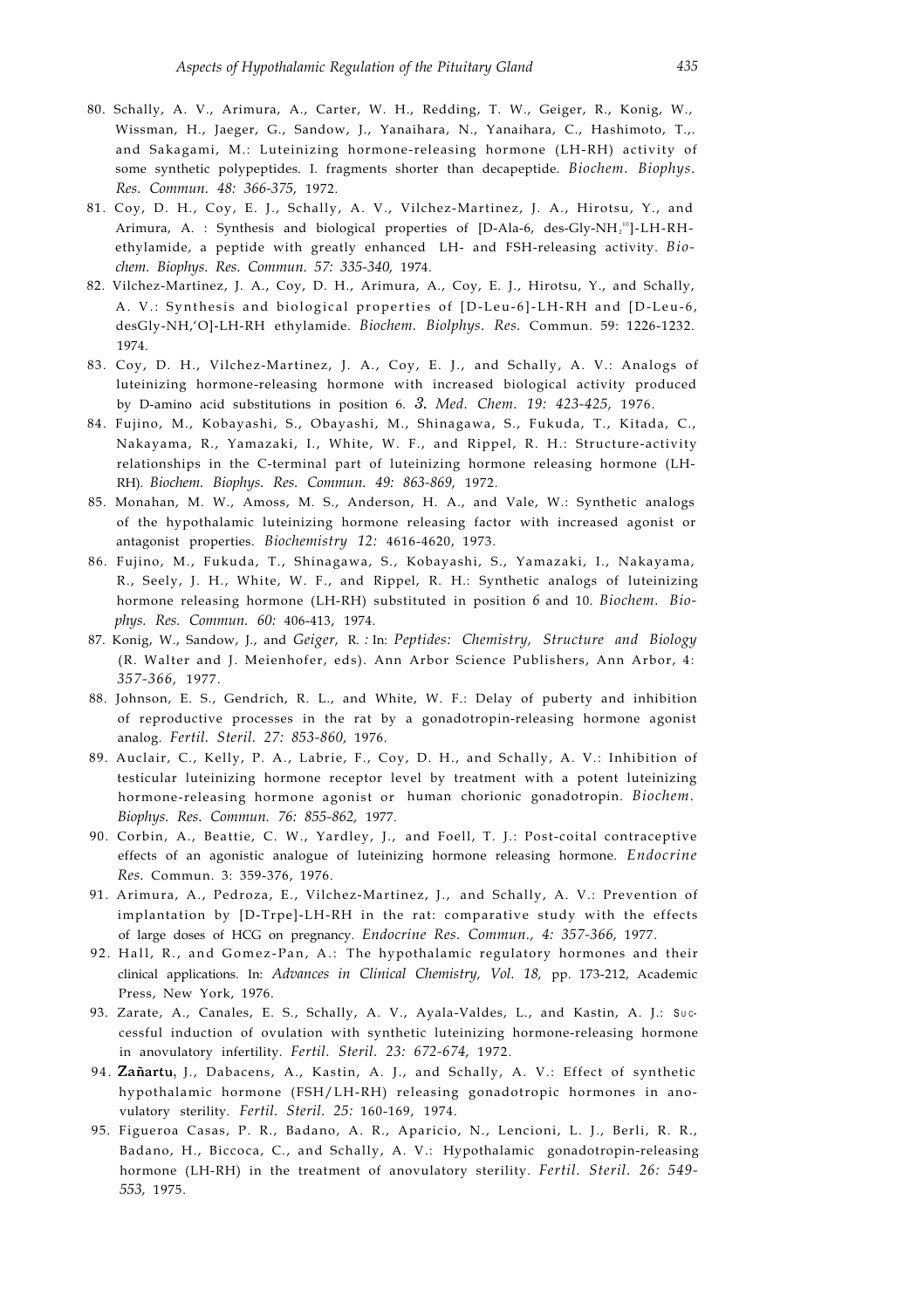80. Schally, A. V., Arimura, A., Carter, W. H., Redding, T. W., Geiger, R., Konig, W., Wissman, H., Jaeger, G., Sandow, J., Yanaihara, N., Yanaihara, C., Hashimoto, T.,. and Sakagami, M.: Luteinizing hormone-releasing hormone (LH-RH) activity of some synthetic polypeptides. I. fragments shorter than decapeptide. *Biochem. Biophys. Res. Commun. 48: 366-375,* 1972.
81. Coy, D. H., Coy, E. J., Schally, A. V., Vilchez-Martinez, J. A., Hirotsu, Y., and Arimura, A. : Synthesis and biological properties of [D-Ala-6, des-Gly-$NH_2^{10}$]-LH-RH-ethylamide, a peptide with greatly enhanced LH- and FSH-releasing activity. *Biochem. Biophys. Res. Commun. 57: 335-340,* 1974.
82. Vilchez-Martinez, J. A., Coy, D. H., Arimura, A., Coy, E. J., Hirotsu, Y., and Schally, A. V.: Synthesis and biological properties of [D-Leu-6]-LH-RH and [D-Leu-6, desGly-NH,'O]-LH-RH ethylamide. *Biochem. Biolphys. Res.* Commun. 59: 1226-1232. 1974.
83. Coy, D. H., Vilchez-Martinez, J. A., Coy, E. J., and Schally, A. V.: Analogs of luteinizing hormone-releasing hormone with increased biological activity produced by D-amino acid substitutions in position 6. *3. Med. Chem. 19: 423-425,* 1976.
84. Fujino, M., Kobayashi, S., Obayashi, M., Shinagawa, S., Fukuda, T., Kitada, C., Nakayama, R., Yamazaki, I., White, W. F., and Rippel, R. H.: Structure-activity relationships in the C-terminal part of luteinizing hormone releasing hormone (LH-RH). *Biochem. Biophys. Res. Commun. 49: 863-869,* 1972.
85. Monahan, M. W., Amoss, M. S., Anderson, H. A., and Vale, W.: Synthetic analogs of the hypothalamic luteinizing hormone releasing factor with increased agonist or antagonist properties. *Biochemistry 12:* 4616-4620, 1973.
86. Fujino, M., Fukuda, T., Shinagawa, S., Kobayashi, S., Yamazaki, I., Nakayama, R., Seely, J. H., White, W. F., and Rippel, R. H.: Synthetic analogs of luteinizing hormone releasing hormone (LH-RH) substituted in position *6* and 10. *Biochem. Biophys. Res. Commun. 60:* 406-413, 1974.
87. Konig, W., Sandow, J., and *Geiger,* R. *:* In: *Peptides: Chemistry, Structure and Biology* (R. Walter and J. Meienhofer, eds). Ann Arbor Science Publishers, Ann Arbor, 4: *357-366,* 1977.
88. Johnson, E. S., Gendrich, R. L., and White, W. F.: Delay of puberty and inhibition of reproductive processes in the rat by a gonadotropin-releasing hormone agonist analog. *Fertil. Steril. 27: 853-860,* 1976.
89. Auclair, C., Kelly, P. A., Labrie, F., Coy, D. H., and Schally, A. V.: Inhibition of testicular luteinizing hormone receptor level by treatment with a potent luteinizing hormone-releasing hormone agonist or human chorionic gonadotropin. *Biochem. Biophys. Res. Commun. 76: 855-862,* 1977.
90. Corbin, A., Beattie, C. W., Yardley, J., and Foell, T. J.: Post-coital contraceptive effects of an agonistic analogue of luteinizing hormone releasing hormone. *Endocrine Res.* Commun. 3: 359-376, 1976.
91. Arimura, A., Pedroza, E., Vilchez-Martinez, J., and Schally, A. V.: Prevention of implantation by [D-Trpe]-LH-RH in the rat: comparative study with the effects of large doses of HCG on pregnancy. *Endocrine Res. Commun., 4: 357-366,* 1977.
92. Hall, R., and Gomez-Pan, A.: The hypothalamic regulatory hormones and their clinical applications. In: *Advances in Clinical Chemistry, Vol. 18,* pp. 173-212, Academic Press, New York, 1976.
93. Zarate, A., Canales, E. S., Schally, A. V., Ayala-Valdes, L., and Kastin, A. J.: Successful induction of ovulation with synthetic luteinizing hormone-releasing hormone in anovulatory infertility. *Fertil. Steril. 23: 672-674,* 1972.
94. **Zañartu**, J., Dabacens, A., Kastin, A. J., and Schally, A. V.: Effect of synthetic hypothalamic hormone (FSH/LH-RH) releasing gonadotropic hormones in anovulatory sterility. *Fertil. Steril. 25:* 160-169, 1974.
95. Figueroa Casas, P. R., Badano, A. R., Aparicio, N., Lencioni, L. J., Berli, R. R., Badano, H., Biccoca, C., and Schally, A. V.: Hypothalamic gonadotropin-releasing hormone (LH-RH) in the treatment of anovulatory sterility. *Fertil. Steril. 26: 549-553,* 1975.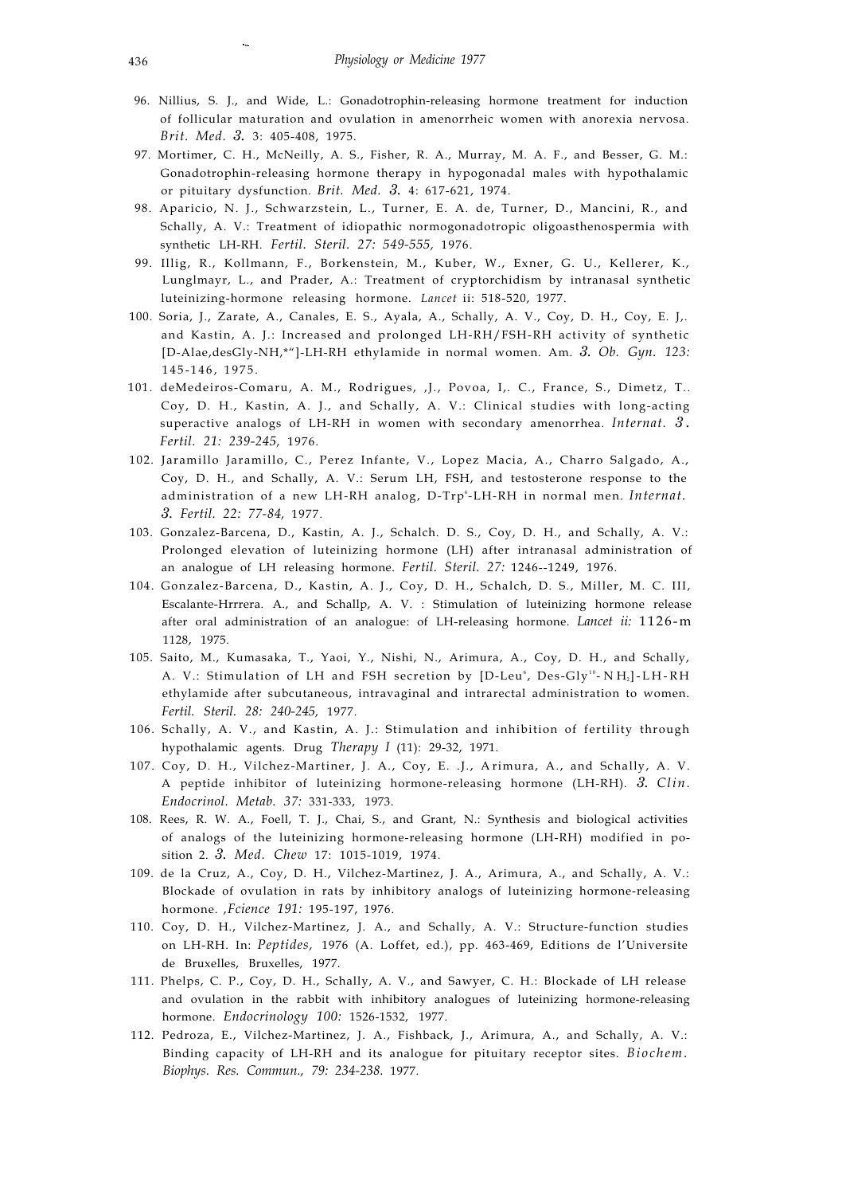96. Nillius, S. J., and Wide, L.: Gonadotrophin-releasing hormone treatment for induction of follicular maturation and ovulation in amenorrheic women with anorexia nervosa. *Brit. Med. 3.* 3: 405-408, 1975.
97. Mortimer, C. H., McNeilly, A. S., Fisher, R. A., Murray, M. A. F., and Besser, G. M.: Gonadotrophin-releasing hormone therapy in hypogonadal males with hypothalamic or pituitary dysfunction. *Brit. Med. 3.* 4: 617-621, 1974.
98. Aparicio, N. J., Schwarzstein, L., Turner, E. A. de, Turner, D., Mancini, R., and Schally, A. V.: Treatment of idiopathic normogonadotropic oligoasthenospermia with synthetic LH-RH. *Fertil. Steril. 27: 549-555,* 1976.
99. Illig, R., Kollmann, F., Borkenstein, M., Kuber, W., Exner, G. U., Kellerer, K., Lunglmayr, L., and Prader, A.: Treatment of cryptorchidism by intranasal synthetic luteinizing-hormone releasing hormone. *Lancet* ii: 518-520, 1977.
100. Soria, J., Zarate, A., Canales, E. S., Ayala, A., Schally, A. V., Coy, D. H., Coy, E. J,. and Kastin, A. J.: Increased and prolonged LH-RH/FSH-RH activity of synthetic [D-Alae,desGly-NH,*"]-LH-RH ethylamide in normal women. Am. *3. Ob. Gyn. 123:* 145-146, 1975.
101. deMedeiros-Comaru, A. M., Rodrigues, ,J., Povoa, I,. C., France, S., Dimetz, T.. Coy, D. H., Kastin, A. J., and Schally, A. V.: Clinical studies with long-acting superactive analogs of LH-RH in women with secondary amenorrhea. *Internat. 3. Fertil. 21: 239-245,* 1976.
102. Jaramillo Jaramillo, C., Perez Infante, V., Lopez Macia, A., Charro Salgado, A., Coy, D. H., and Schally, A. V.: Serum LH, FSH, and testosterone response to the administration of a new LH-RH analog, D-Trp[6]-LH-RH in normal men. *Internat. 3. Fertil. 22: 77-84,* 1977.
103. Gonzalez-Barcena, D., Kastin, A. J., Schalch. D. S., Coy, D. H., and Schally, A. V.: Prolonged elevation of luteinizing hormone (LH) after intranasal administration of an analogue of LH releasing hormone. *Fertil. Steril. 27:* 1246--1249, 1976.
104. Gonzalez-Barcena, D., Kastin, A. J., Schalch, D. S., Miller, M. C. III, Escalante-Hrrrera. A., and Schallp, A. V. : Stimulation of luteinizing hormone release after oral administration of an analogue: of LH-releasing hormone. *Lancet ii:* 1126-m 1128, 1975.
105. Saito, M., Kumasaka, T., Yaoi, Y., Nishi, N., Arimura, A., Coy, D. H., and Schally, A. V.: Stimulation of LH and FSH secretion by [D-Leu[6], Des-Gly[10]-NH$_2$]-LH-RH ethylamide after subcutaneous, intravaginal and intrarectal administration to women. *Fertil. Steril. 28: 240-245,* 1977.
106. Schally, A. V., and Kastin, A. J.: Stimulation and inhibition of fertility through hypothalamic agents. Drug *Therapy I* (11): 29-32, 1971.
107. Coy, D. H., Vilchez-Martiner, J. A., Coy, E. .J., Arimura, A., and Schally, A. V. A peptide inhibitor of luteinizing hormone-releasing hormone (LH-RH). *3. Clin. Endocrinol. Metab. 37:* 331-333, 1973.
108. Rees, R. W. A., Foell, T. J., Chai, S., and Grant, N.: Synthesis and biological activities of analogs of the luteinizing hormone-releasing hormone (LH-RH) modified in position 2. *3. Med. Chew* 17: 1015-1019, 1974.
109. de la Cruz, A., Coy, D. H., Vilchez-Martinez, J. A., Arimura, A., and Schally, A. V.: Blockade of ovulation in rats by inhibitory analogs of luteinizing hormone-releasing hormone. *,Fcience 191:* 195-197, 1976.
110. Coy, D. H., Vilchez-Martinez, J. A., and Schally, A. V.: Structure-function studies on LH-RH. In: *Peptides,* 1976 (A. Loffet, ed.), pp. 463-469, Editions de l'Universite de Bruxelles, Bruxelles, 1977.
111. Phelps, C. P., Coy, D. H., Schally, A. V., and Sawyer, C. H.: Blockade of LH release and ovulation in the rabbit with inhibitory analogues of luteinizing hormone-releasing hormone. *Endocrinology 100:* 1526-1532, 1977.
112. Pedroza, E., Vilchez-Martinez, J. A., Fishback, J., Arimura, A., and Schally, A. V.: Binding capacity of LH-RH and its analogue for pituitary receptor sites. *Biochem. Biophys. Res. Commun., 79: 234-238.* 1977.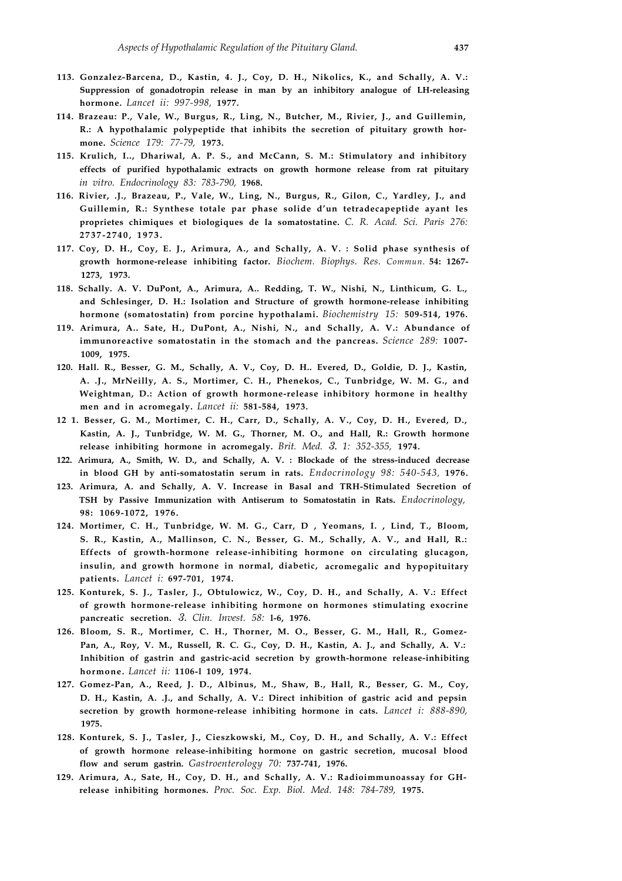113. **Gonzalez-Barcena, D., Kastin, 4. J., Coy, D. H., Nikolics, K., and Schally, A. V.: Suppression of gonadotropin release in man by an inhibitory analogue of LH-releasing hormone.** *Lancet ii: 997-998,* **1977.**

114. **Brazeau: P., Vale, W., Burgus, R., Ling, N., Butcher, M., Rivier, J., and Guillemin, R.: A hypothalamic polypeptide that inhibits the secretion of pituitary growth hormone.** *Science 179: 77-79,* **1973.**

115. **Krulich, I.., Dhariwal, A. P. S., and McCann, S. M.: Stimulatory and inhibitory effects of purified hypothalamic extracts on growth hormone release from rat pituitary** *in vitro. Endocrinology 83: 783-790,* **1968.**

116. **Rivier, .J., Brazeau, P., Vale, W., Ling, N., Burgus, R., Gilon, C., Yardley, J., and Guillemin, R.: Synthese totale par phase solide d'un tetradecapeptide ayant les proprietes chimiques et biologiques de la somatostatine.** *C. R. Acad. Sci. Paris 276:* **2737-2740, 1973.**

117. **Coy, D. H., Coy, E. J., Arimura, A., and Schally, A. V. : Solid phase synthesis of growth hormone-release inhibiting factor.** *Biochem. Biophys. Res. Commun.* **54: 1267-1273, 1973.**

118. **Schally. A. V. DuPont, A., Arimura, A.. Redding, T. W., Nishi, N., Linthicum, G. L., and Schlesinger, D. H.: Isolation and Structure of growth hormone-release inhibiting hormone (somatostatin) from porcine hypothalami.** *Biochemistry 15:* **509-514, 1976.**

119. **Arimura, A.. Sate, H., DuPont, A., Nishi, N., and Schally, A. V.: Abundance of immunoreactive somatostatin in the stomach and the pancreas.** *Science 289:* **1007-1009, 1975.**

120. **Hall. R., Besser, G. M., Schally, A. V., Coy, D. H.. Evered, D., Goldie, D. J., Kastin, A. .J., MrNeilly, A. S., Mortimer, C. H., Phenekos, C., Tunbridge, W. M. G., and Weightman, D.: Action of growth hormone-release inhibitory hormone in healthy men and in acromegaly.** *Lancet ii:* **581-584, 1973.**

12 1. **Besser, G. M., Mortimer, C. H., Carr, D., Schally, A. V., Coy, D. H., Evered, D., Kastin, A. J., Tunbridge, W. M. G., Thorner, M. O., and Hall, R.: Growth hormone release inhibiting hormone in acromegaly.** *Brit. Med. 3. 1: 352-355,* **1974.**

122. **Arimura, A., Smith, W. D., and Schally, A. V. : Blockade of the stress-induced decrease in blood GH by anti-somatostatin serum in rats.** *Endocrinology 98: 540-543,* **1976.**

123. **Arimura, A. and Schally, A. V. Increase in Basal and TRH-Stimulated Secretion of TSH by Passive Immunization with Antiserum to Somatostatin in Rats.** *Endocrinology,* **98: 1069-1072, 1976.**

124. **Mortimer, C. H., Tunbridge, W. M. G., Carr, D , Yeomans, I. , Lind, T., Bloom, S. R., Kastin, A., Mallinson, C. N., Besser, G. M., Schally, A. V., and Hall, R.: Effects of growth-hormone release-inhibiting hormone on circulating glucagon, insulin, and growth hormone in normal, diabetic, acromegalic and hypopituitary patients.** *Lancet i:* **697-701, 1974.**

125. **Konturek, S. J., Tasler, J., Obtulowicz, W., Coy, D. H., and Schally, A. V.: Effect of growth hormone-release inhibiting hormone on hormones stimulating exocrine pancreatic secretion.** *3. Clin. Invest. 58:* **l-6, 1976.**

126. **Bloom, S. R., Mortimer, C. H., Thorner, M. O., Besser, G. M., Hall, R., Gomez-Pan, A., Roy, V. M., Russell, R. C. G., Coy, D. H., Kastin, A. J., and Schally, A. V.: Inhibition of gastrin and gastric-acid secretion by growth-hormone release-inhibiting hormone.** *Lancet ii:* **1106-1 109, 1974.**

127. **Gomez-Pan, A., Reed, J. D., Albinus, M., Shaw, B., Hall, R., Besser, G. M., Coy, D. H., Kastin, A. .J., and Schally, A. V.: Direct inhibition of gastric acid and pepsin secretion by growth hormone-release inhibiting hormone in cats.** *Lancet i: 888-890,* **1975.**

128. **Konturek, S. J., Tasler, J., Cieszkowski, M., Coy, D. H., and Schally, A. V.: Effect of growth hormone release-inhibiting hormone on gastric secretion, mucosal blood flow and serum gastrin.** *Gastroenterology 70:* **737-741, 1976.**

129. **Arimura, A., Sate, H., Coy, D. H., and Schally, A. V.: Radioimmunoassay for GH-release inhibiting hormones.** *Proc. Soc. Exp. Biol. Med. 148: 784-789,* **1975.**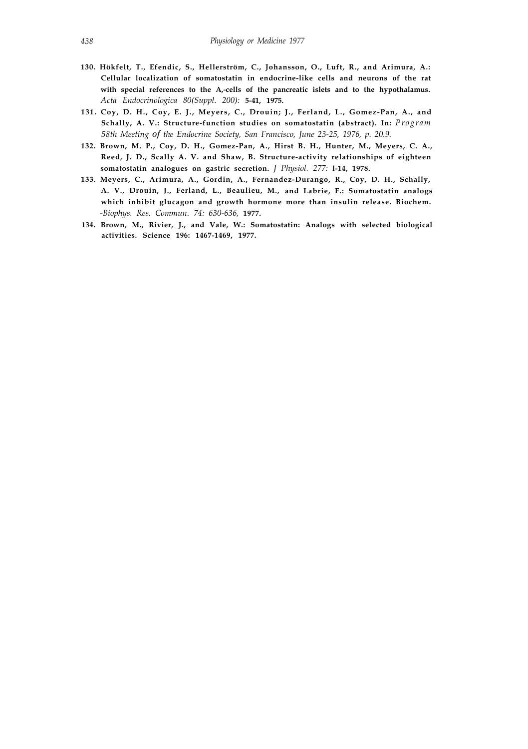130. **Hökfelt, T., Efendic, S., Hellerström, C., Johansson, O., Luft, R., and Arimura, A.: Cellular localization of somatostatin in endocrine-like cells and neurons of the rat with special references to the A,-cells of the pancreatic islets and to the hypothalamus.** *Acta Endocrinologica 80(Suppl. 200):* **5-41, 1975.**

131. **Coy, D. H., Coy, E. J., Meyers, C., Drouin; J., Ferland, L., Gomez-Pan, A., and Schally, A. V.: Structure-function studies on somatostatin (abstract). In:** *Program 58th Meeting of the Endocrine Society, San Francisco, June 23-25, 1976, p. 20.9.*

132. **Brown, M. P., Coy, D. H., Gomez-Pan, A., Hirst B. H., Hunter, M., Meyers, C. A., Reed, J. D., Scally A. V. and Shaw, B. Structure-activity relationships of eighteen somatostatin analogues on gastric secretion.** *J Physiol. 277:* **l-14, 1978.**

133. **Meyers, C., Arimura, A., Gordin, A., Fernandez-Durango, R., Coy, D. H., Schally, A. V., Drouin, J., Ferland, L., Beaulieu, M., and Labrie, F.: Somatostatin analogs which inhibit glucagon and growth hormone more than insulin release. Biochem.** *-Biophys. Res. Commun. 74: 630-636,* **1977.**

134. **Brown, M., Rivier, J., and Vale, W.: Somatostatin: Analogs with selected biological activities. Science 196: 1467-1469, 1977.**